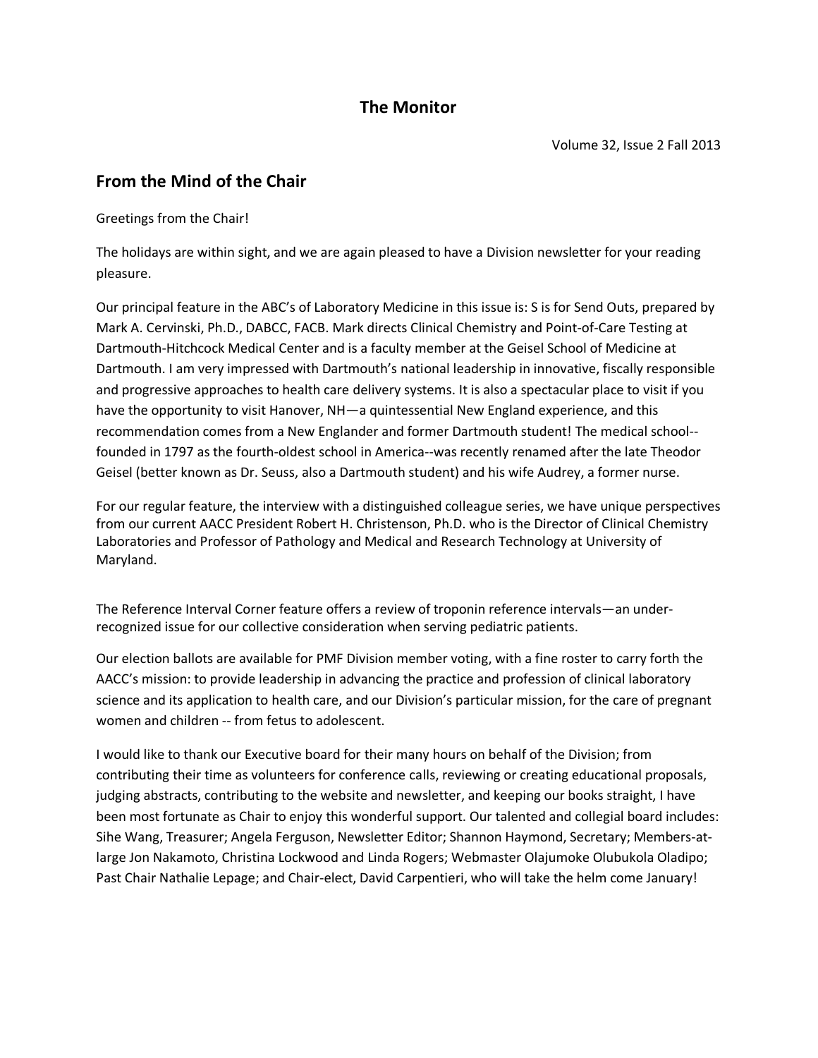# The Monitor

Volume 32, Issue 2 Fall 2013

## From the Mind of the Chair

Greetings from the Chair!

The holidays are within sight, and we are again pleased to have a Division newsletter for your reading pleasure.

Our principal feature in the ABC's of Laboratory Medicine in this issue is: S is for Send Outs, prepared by Mark A. Cervinski, Ph.D., DABCC, FACB. Mark directs Clinical Chemistry and Point-of-Care Testing at Dartmouth-Hitchcock Medical Center and is a faculty member at the Geisel School of Medicine at Dartmouth. I am very impressed with Dartmouth's national leadership in innovative, fiscally responsible and progressive approaches to health care delivery systems. It is also a spectacular place to visit if you have the opportunity to visit Hanover, NH—a quintessential New England experience, and this recommendation comes from a New Englander and former Dartmouth student! The medical school--founded in 1797 as the fourth-oldest school in America--was recently renamed after the late Theodor Geisel (better known as Dr. Seuss, also a Dartmouth student) and his wife Audrey, a former nurse.

For our regular feature, the interview with a distinguished colleague series, we have unique perspectives from our current AACC President Robert H. Christenson, Ph.D. who is the Director of Clinical Chemistry Laboratories and Professor of Pathology and Medical and Research Technology at University of Maryland.

The Reference Interval Corner feature offers a review of troponin reference intervals—an under-recognized issue for our collective consideration when serving pediatric patients.

Our election ballots are available for PMF Division member voting, with a fine roster to carry forth the AACC's mission: to provide leadership in advancing the practice and profession of clinical laboratory science and its application to health care, and our Division's particular mission, for the care of pregnant women and children -- from fetus to adolescent.

I would like to thank our Executive board for their many hours on behalf of the Division; from contributing their time as volunteers for conference calls, reviewing or creating educational proposals, judging abstracts, contributing to the website and newsletter, and keeping our books straight, I have been most fortunate as Chair to enjoy this wonderful support. Our talented and collegial board includes: Sihe Wang, Treasurer; Angela Ferguson, Newsletter Editor; Shannon Haymond, Secretary; Members-at-large Jon Nakamoto, Christina Lockwood and Linda Rogers; Webmaster Olajumoke Olubukola Oladipo; Past Chair Nathalie Lepage; and Chair-elect, David Carpentieri, who will take the helm come January!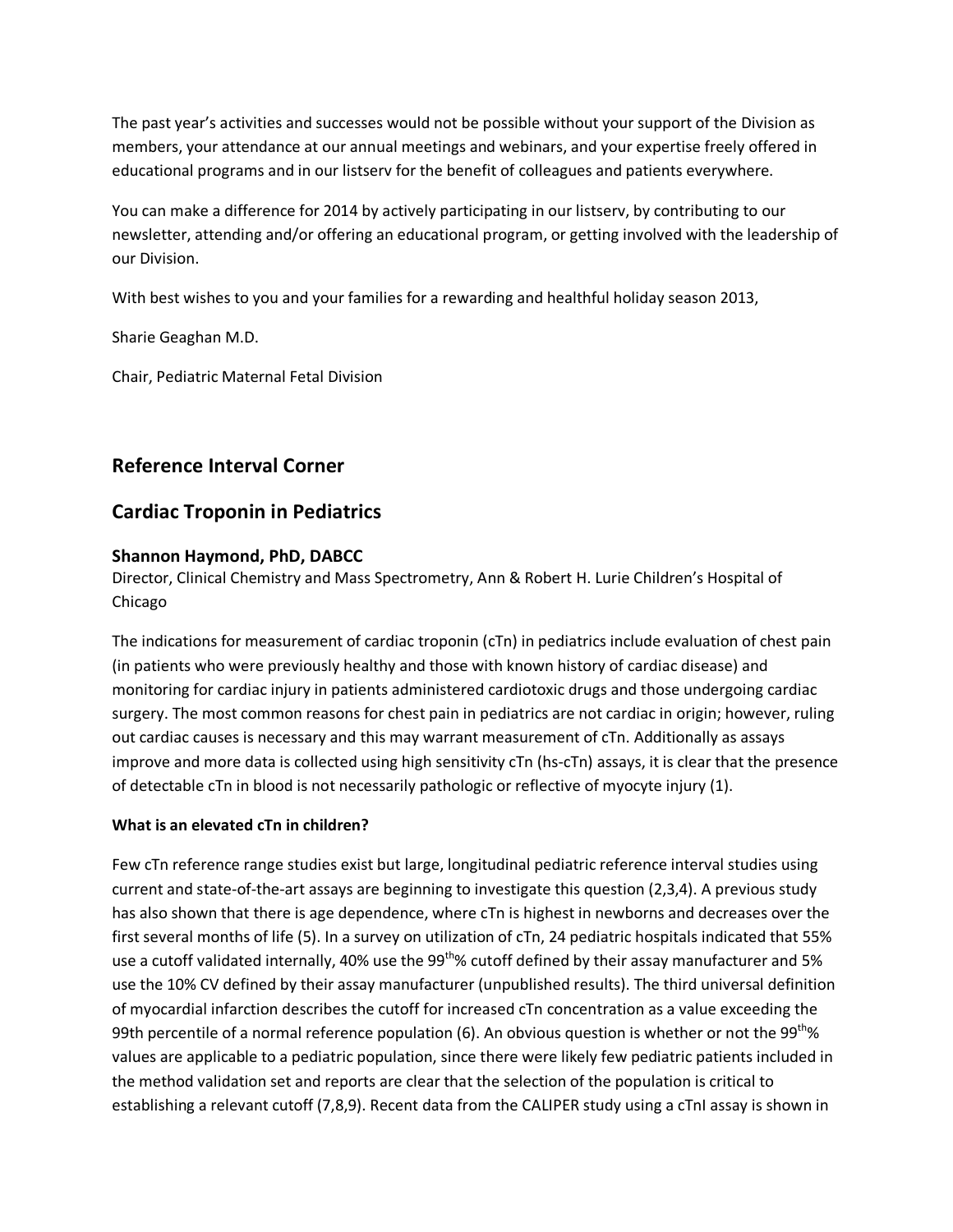The past year's activities and successes would not be possible without your support of the Division as members, your attendance at our annual meetings and webinars, and your expertise freely offered in educational programs and in our listserv for the benefit of colleagues and patients everywhere.

You can make a difference for 2014 by actively participating in our listserv, by contributing to our newsletter, attending and/or offering an educational program, or getting involved with the leadership of our Division.

With best wishes to you and your families for a rewarding and healthful holiday season 2013,

Sharie Geaghan M.D.

Chair, Pediatric Maternal Fetal Division

## Reference Interval Corner

## Cardiac Troponin in Pediatrics

**Shannon Haymond, PhD, DABCC**
Director, Clinical Chemistry and Mass Spectrometry, Ann & Robert H. Lurie Children's Hospital of Chicago

The indications for measurement of cardiac troponin (cTn) in pediatrics include evaluation of chest pain (in patients who were previously healthy and those with known history of cardiac disease) and monitoring for cardiac injury in patients administered cardiotoxic drugs and those undergoing cardiac surgery. The most common reasons for chest pain in pediatrics are not cardiac in origin; however, ruling out cardiac causes is necessary and this may warrant measurement of cTn. Additionally as assays improve and more data is collected using high sensitivity cTn (hs-cTn) assays, it is clear that the presence of detectable cTn in blood is not necessarily pathologic or reflective of myocyte injury (1).

**What is an elevated cTn in children?**

Few cTn reference range studies exist but large, longitudinal pediatric reference interval studies using current and state-of-the-art assays are beginning to investigate this question (2,3,4). A previous study has also shown that there is age dependence, where cTn is highest in newborns and decreases over the first several months of life (5). In a survey on utilization of cTn, 24 pediatric hospitals indicated that 55% use a cutoff validated internally, 40% use the $99^{th}$% cutoff defined by their assay manufacturer and 5% use the 10% CV defined by their assay manufacturer (unpublished results). The third universal definition of myocardial infarction describes the cutoff for increased cTn concentration as a value exceeding the 99th percentile of a normal reference population (6). An obvious question is whether or not the $99^{th}$% values are applicable to a pediatric population, since there were likely few pediatric patients included in the method validation set and reports are clear that the selection of the population is critical to establishing a relevant cutoff (7,8,9). Recent data from the CALIPER study using a cTnI assay is shown in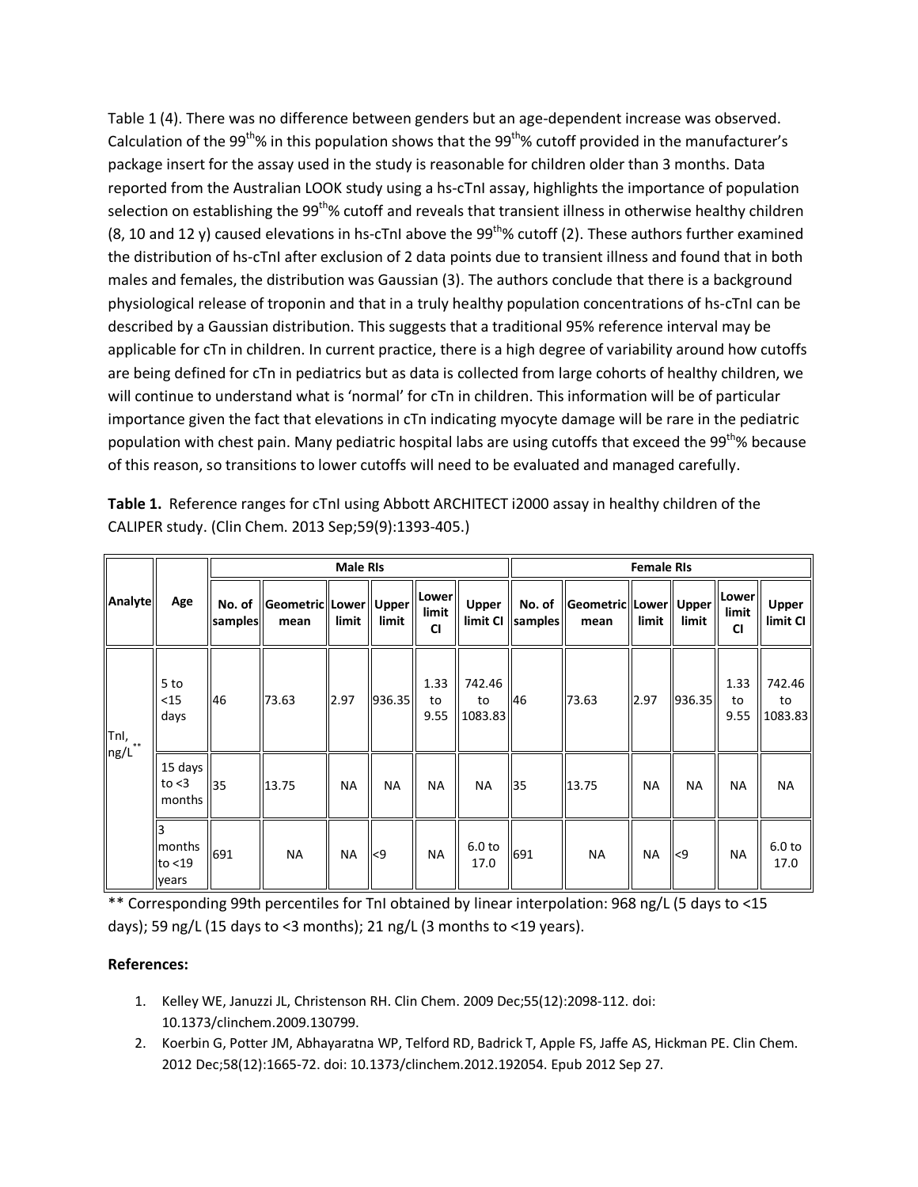Table 1 (4). There was no difference between genders but an age-dependent increase was observed. Calculation of the 99th% in this population shows that the 99th% cutoff provided in the manufacturer's package insert for the assay used in the study is reasonable for children older than 3 months. Data reported from the Australian LOOK study using a hs-cTnI assay, highlights the importance of population selection on establishing the 99th% cutoff and reveals that transient illness in otherwise healthy children (8, 10 and 12 y) caused elevations in hs-cTnI above the 99th% cutoff (2). These authors further examined the distribution of hs-cTnI after exclusion of 2 data points due to transient illness and found that in both males and females, the distribution was Gaussian (3). The authors conclude that there is a background physiological release of troponin and that in a truly healthy population concentrations of hs-cTnI can be described by a Gaussian distribution. This suggests that a traditional 95% reference interval may be applicable for cTn in children. In current practice, there is a high degree of variability around how cutoffs are being defined for cTn in pediatrics but as data is collected from large cohorts of healthy children, we will continue to understand what is 'normal' for cTn in children. This information will be of particular importance given the fact that elevations in cTn indicating myocyte damage will be rare in the pediatric population with chest pain. Many pediatric hospital labs are using cutoffs that exceed the 99th% because of this reason, so transitions to lower cutoffs will need to be evaluated and managed carefully.

**Table 1.** Reference ranges for cTnI using Abbott ARCHITECT i2000 assay in healthy children of the CALIPER study. (Clin Chem. 2013 Sep;59(9):1393-405.)

| Analyte | Age | Male RIs | | | | | | Female RIs | | | | | |
|---|---|---|---|---|---|---|---|---|---|---|---|---|---|
| | | No. of samples | Geometric mean | Lower limit | Upper limit | Lower limit CI | Upper limit CI | No. of samples | Geometric mean | Lower limit | Upper limit | Lower limit CI | Upper limit CI |
| TnI, ng/L** | 5 to <15 days | 46 | 73.63 | 2.97 | 936.35 | 1.33 to 9.55 | 742.46 to 1083.83 | 46 | 73.63 | 2.97 | 936.35 | 1.33 to 9.55 | 742.46 to 1083.83 |
| | 15 days to <3 months | 35 | 13.75 | NA | NA | NA | NA | 35 | 13.75 | NA | NA | NA | NA |
| | 3 months to <19 years | 691 | NA | NA | <9 | NA | 6.0 to 17.0 | 691 | NA | NA | <9 | NA | 6.0 to 17.0 |

** Corresponding 99th percentiles for TnI obtained by linear interpolation: 968 ng/L (5 days to <15 days); 59 ng/L (15 days to <3 months); 21 ng/L (3 months to <19 years).

**References:**

1. Kelley WE, Januzzi JL, Christenson RH. Clin Chem. 2009 Dec;55(12):2098-112. doi: 10.1373/clinchem.2009.130799.
2. Koerbin G, Potter JM, Abhayaratna WP, Telford RD, Badrick T, Apple FS, Jaffe AS, Hickman PE. Clin Chem. 2012 Dec;58(12):1665-72. doi: 10.1373/clinchem.2012.192054. Epub 2012 Sep 27.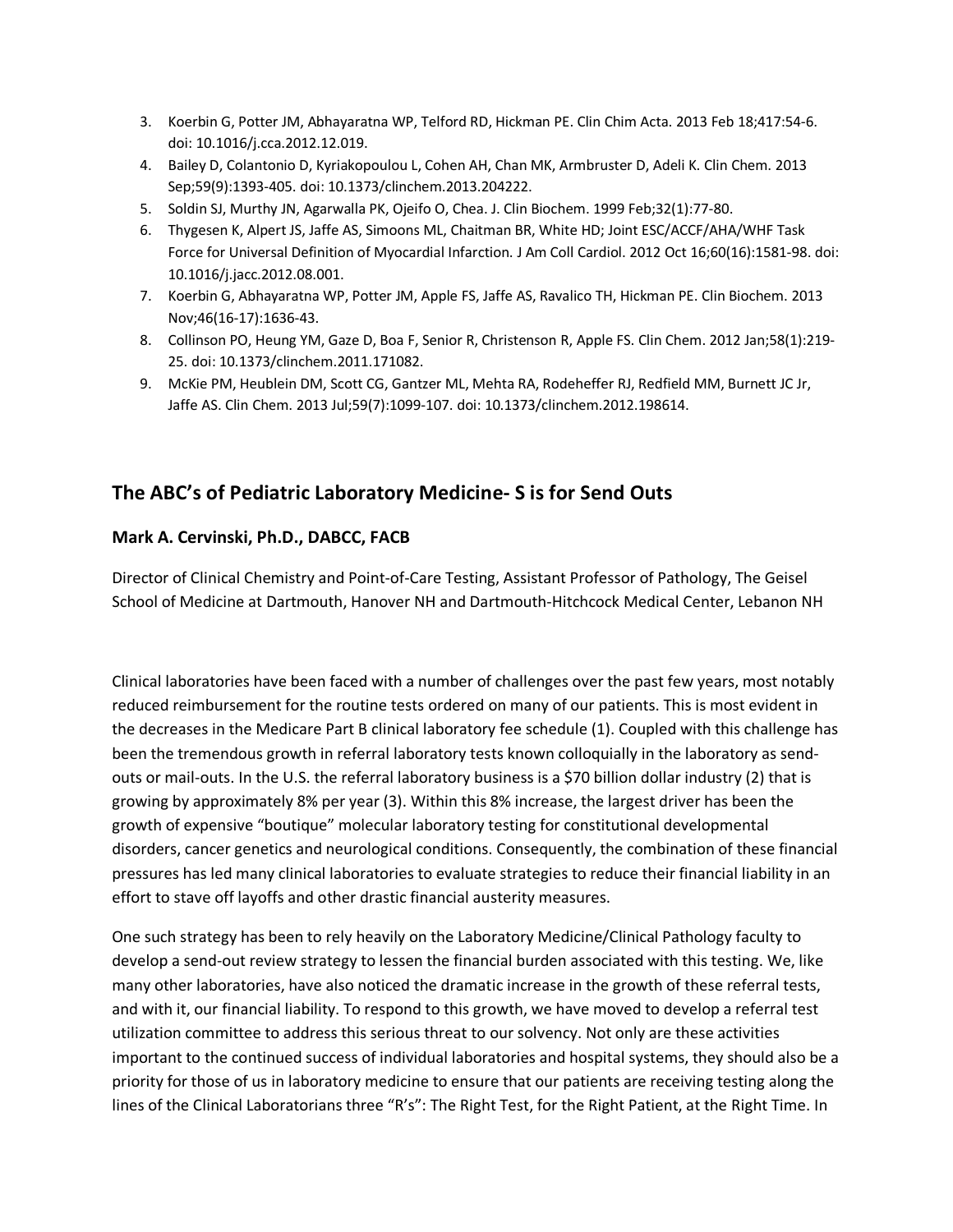3. Koerbin G, Potter JM, Abhayaratna WP, Telford RD, Hickman PE. Clin Chim Acta. 2013 Feb 18;417:54-6. doi: 10.1016/j.cca.2012.12.019.
4. Bailey D, Colantonio D, Kyriakopoulou L, Cohen AH, Chan MK, Armbruster D, Adeli K. Clin Chem. 2013 Sep;59(9):1393-405. doi: 10.1373/clinchem.2013.204222.
5. Soldin SJ, Murthy JN, Agarwalla PK, Ojeifo O, Chea. J. Clin Biochem. 1999 Feb;32(1):77-80.
6. Thygesen K, Alpert JS, Jaffe AS, Simoons ML, Chaitman BR, White HD; Joint ESC/ACCF/AHA/WHF Task Force for Universal Definition of Myocardial Infarction. J Am Coll Cardiol. 2012 Oct 16;60(16):1581-98. doi: 10.1016/j.jacc.2012.08.001.
7. Koerbin G, Abhayaratna WP, Potter JM, Apple FS, Jaffe AS, Ravalico TH, Hickman PE. Clin Biochem. 2013 Nov;46(16-17):1636-43.
8. Collinson PO, Heung YM, Gaze D, Boa F, Senior R, Christenson R, Apple FS. Clin Chem. 2012 Jan;58(1):219-25. doi: 10.1373/clinchem.2011.171082.
9. McKie PM, Heublein DM, Scott CG, Gantzer ML, Mehta RA, Rodeheffer RJ, Redfield MM, Burnett JC Jr, Jaffe AS. Clin Chem. 2013 Jul;59(7):1099-107. doi: 10.1373/clinchem.2012.198614.

## The ABC's of Pediatric Laboratory Medicine- S is for Send Outs

### Mark A. Cervinski, Ph.D., DABCC, FACB

Director of Clinical Chemistry and Point-of-Care Testing, Assistant Professor of Pathology, The Geisel School of Medicine at Dartmouth, Hanover NH and Dartmouth-Hitchcock Medical Center, Lebanon NH

Clinical laboratories have been faced with a number of challenges over the past few years, most notably reduced reimbursement for the routine tests ordered on many of our patients. This is most evident in the decreases in the Medicare Part B clinical laboratory fee schedule (1). Coupled with this challenge has been the tremendous growth in referral laboratory tests known colloquially in the laboratory as send-outs or mail-outs. In the U.S. the referral laboratory business is a $70 billion dollar industry (2) that is growing by approximately 8% per year (3). Within this 8% increase, the largest driver has been the growth of expensive "boutique" molecular laboratory testing for constitutional developmental disorders, cancer genetics and neurological conditions. Consequently, the combination of these financial pressures has led many clinical laboratories to evaluate strategies to reduce their financial liability in an effort to stave off layoffs and other drastic financial austerity measures.

One such strategy has been to rely heavily on the Laboratory Medicine/Clinical Pathology faculty to develop a send-out review strategy to lessen the financial burden associated with this testing. We, like many other laboratories, have also noticed the dramatic increase in the growth of these referral tests, and with it, our financial liability. To respond to this growth, we have moved to develop a referral test utilization committee to address this serious threat to our solvency. Not only are these activities important to the continued success of individual laboratories and hospital systems, they should also be a priority for those of us in laboratory medicine to ensure that our patients are receiving testing along the lines of the Clinical Laboratorians three "R's": The Right Test, for the Right Patient, at the Right Time. In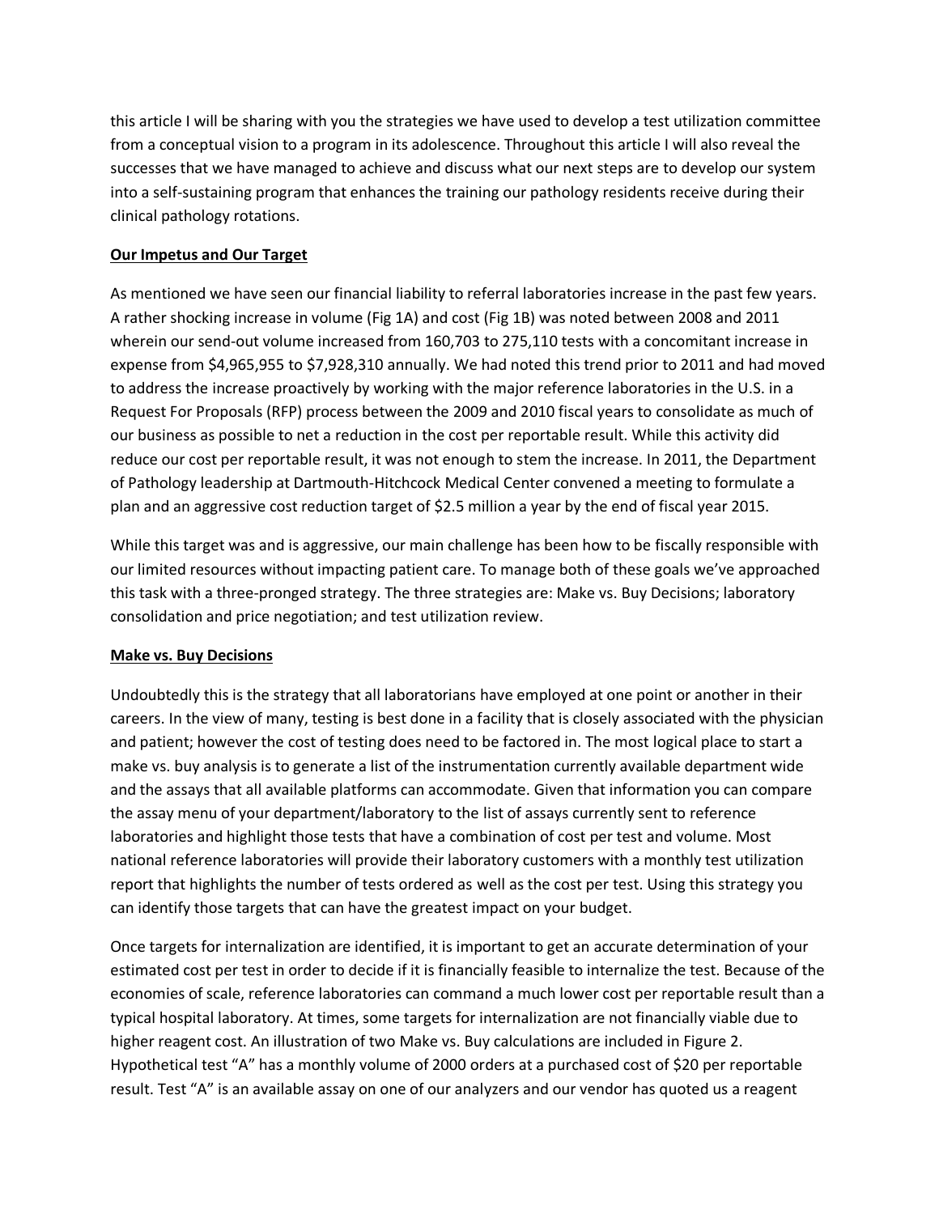this article I will be sharing with you the strategies we have used to develop a test utilization committee from a conceptual vision to a program in its adolescence. Throughout this article I will also reveal the successes that we have managed to achieve and discuss what our next steps are to develop our system into a self-sustaining program that enhances the training our pathology residents receive during their clinical pathology rotations.

**Our Impetus and Our Target**

As mentioned we have seen our financial liability to referral laboratories increase in the past few years. A rather shocking increase in volume (Fig 1A) and cost (Fig 1B) was noted between 2008 and 2011 wherein our send-out volume increased from 160,703 to 275,110 tests with a concomitant increase in expense from $4,965,955 to $7,928,310 annually. We had noted this trend prior to 2011 and had moved to address the increase proactively by working with the major reference laboratories in the U.S. in a Request For Proposals (RFP) process between the 2009 and 2010 fiscal years to consolidate as much of our business as possible to net a reduction in the cost per reportable result. While this activity did reduce our cost per reportable result, it was not enough to stem the increase. In 2011, the Department of Pathology leadership at Dartmouth-Hitchcock Medical Center convened a meeting to formulate a plan and an aggressive cost reduction target of $2.5 million a year by the end of fiscal year 2015.

While this target was and is aggressive, our main challenge has been how to be fiscally responsible with our limited resources without impacting patient care. To manage both of these goals we've approached this task with a three-pronged strategy. The three strategies are: Make vs. Buy Decisions; laboratory consolidation and price negotiation; and test utilization review.

**Make vs. Buy Decisions**

Undoubtedly this is the strategy that all laboratorians have employed at one point or another in their careers. In the view of many, testing is best done in a facility that is closely associated with the physician and patient; however the cost of testing does need to be factored in. The most logical place to start a make vs. buy analysis is to generate a list of the instrumentation currently available department wide and the assays that all available platforms can accommodate. Given that information you can compare the assay menu of your department/laboratory to the list of assays currently sent to reference laboratories and highlight those tests that have a combination of cost per test and volume. Most national reference laboratories will provide their laboratory customers with a monthly test utilization report that highlights the number of tests ordered as well as the cost per test. Using this strategy you can identify those targets that can have the greatest impact on your budget.

Once targets for internalization are identified, it is important to get an accurate determination of your estimated cost per test in order to decide if it is financially feasible to internalize the test. Because of the economies of scale, reference laboratories can command a much lower cost per reportable result than a typical hospital laboratory. At times, some targets for internalization are not financially viable due to higher reagent cost. An illustration of two Make vs. Buy calculations are included in Figure 2. Hypothetical test "A" has a monthly volume of 2000 orders at a purchased cost of $20 per reportable result. Test "A" is an available assay on one of our analyzers and our vendor has quoted us a reagent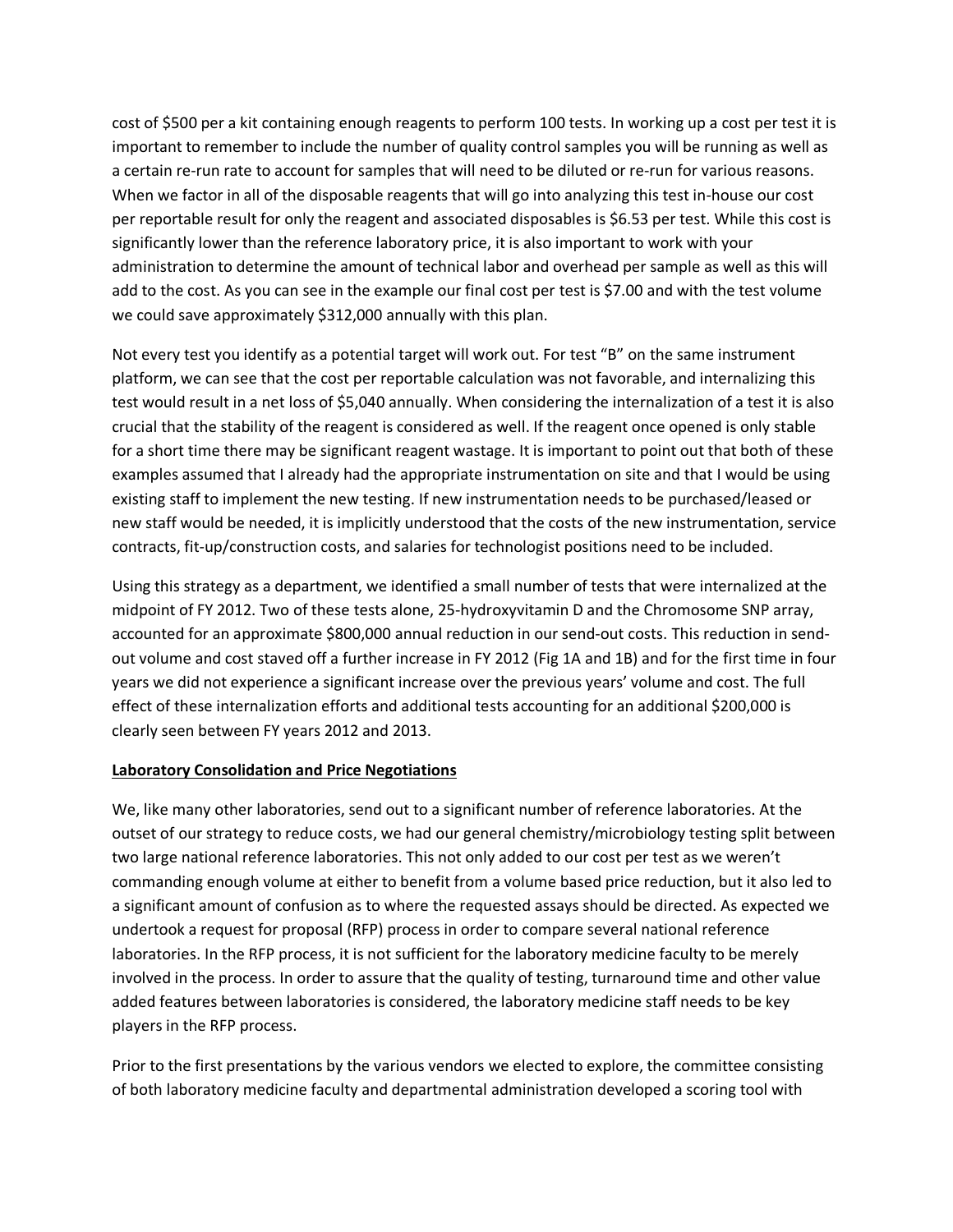cost of $500 per a kit containing enough reagents to perform 100 tests. In working up a cost per test it is important to remember to include the number of quality control samples you will be running as well as a certain re-run rate to account for samples that will need to be diluted or re-run for various reasons. When we factor in all of the disposable reagents that will go into analyzing this test in-house our cost per reportable result for only the reagent and associated disposables is $6.53 per test. While this cost is significantly lower than the reference laboratory price, it is also important to work with your administration to determine the amount of technical labor and overhead per sample as well as this will add to the cost. As you can see in the example our final cost per test is $7.00 and with the test volume we could save approximately $312,000 annually with this plan.

Not every test you identify as a potential target will work out. For test "B" on the same instrument platform, we can see that the cost per reportable calculation was not favorable, and internalizing this test would result in a net loss of $5,040 annually. When considering the internalization of a test it is also crucial that the stability of the reagent is considered as well. If the reagent once opened is only stable for a short time there may be significant reagent wastage. It is important to point out that both of these examples assumed that I already had the appropriate instrumentation on site and that I would be using existing staff to implement the new testing. If new instrumentation needs to be purchased/leased or new staff would be needed, it is implicitly understood that the costs of the new instrumentation, service contracts, fit-up/construction costs, and salaries for technologist positions need to be included.

Using this strategy as a department, we identified a small number of tests that were internalized at the midpoint of FY 2012. Two of these tests alone, 25-hydroxyvitamin D and the Chromosome SNP array, accounted for an approximate $800,000 annual reduction in our send-out costs. This reduction in send-out volume and cost staved off a further increase in FY 2012 (Fig 1A and 1B) and for the first time in four years we did not experience a significant increase over the previous years' volume and cost. The full effect of these internalization efforts and additional tests accounting for an additional $200,000 is clearly seen between FY years 2012 and 2013.

**Laboratory Consolidation and Price Negotiations**

We, like many other laboratories, send out to a significant number of reference laboratories. At the outset of our strategy to reduce costs, we had our general chemistry/microbiology testing split between two large national reference laboratories. This not only added to our cost per test as we weren't commanding enough volume at either to benefit from a volume based price reduction, but it also led to a significant amount of confusion as to where the requested assays should be directed. As expected we undertook a request for proposal (RFP) process in order to compare several national reference laboratories. In the RFP process, it is not sufficient for the laboratory medicine faculty to be merely involved in the process. In order to assure that the quality of testing, turnaround time and other value added features between laboratories is considered, the laboratory medicine staff needs to be key players in the RFP process.

Prior to the first presentations by the various vendors we elected to explore, the committee consisting of both laboratory medicine faculty and departmental administration developed a scoring tool with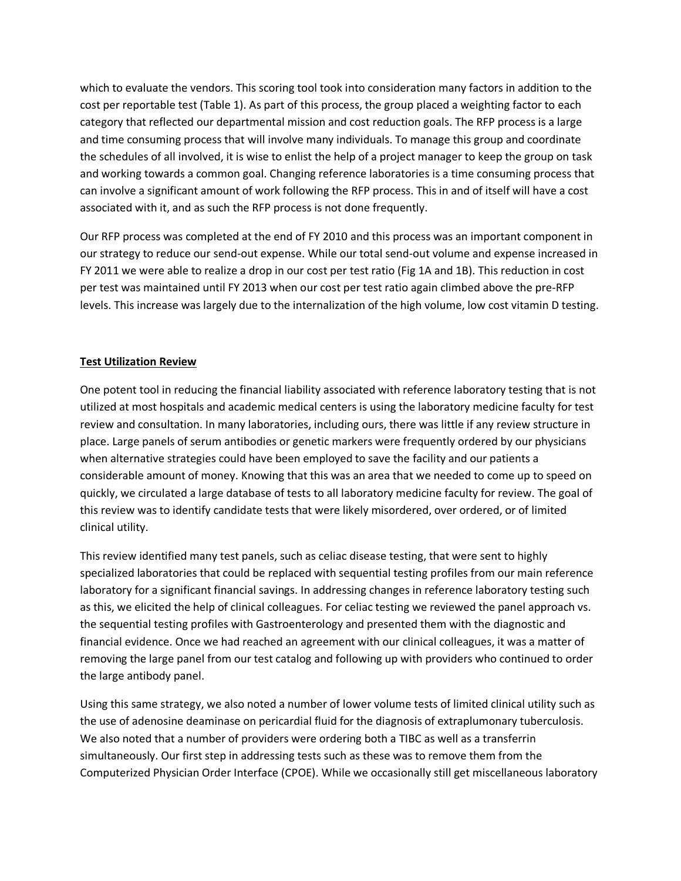which to evaluate the vendors. This scoring tool took into consideration many factors in addition to the cost per reportable test (Table 1). As part of this process, the group placed a weighting factor to each category that reflected our departmental mission and cost reduction goals. The RFP process is a large and time consuming process that will involve many individuals. To manage this group and coordinate the schedules of all involved, it is wise to enlist the help of a project manager to keep the group on task and working towards a common goal. Changing reference laboratories is a time consuming process that can involve a significant amount of work following the RFP process. This in and of itself will have a cost associated with it, and as such the RFP process is not done frequently.

Our RFP process was completed at the end of FY 2010 and this process was an important component in our strategy to reduce our send-out expense. While our total send-out volume and expense increased in FY 2011 we were able to realize a drop in our cost per test ratio (Fig 1A and 1B). This reduction in cost per test was maintained until FY 2013 when our cost per test ratio again climbed above the pre-RFP levels. This increase was largely due to the internalization of the high volume, low cost vitamin D testing.

**Test Utilization Review**

One potent tool in reducing the financial liability associated with reference laboratory testing that is not utilized at most hospitals and academic medical centers is using the laboratory medicine faculty for test review and consultation. In many laboratories, including ours, there was little if any review structure in place. Large panels of serum antibodies or genetic markers were frequently ordered by our physicians when alternative strategies could have been employed to save the facility and our patients a considerable amount of money. Knowing that this was an area that we needed to come up to speed on quickly, we circulated a large database of tests to all laboratory medicine faculty for review. The goal of this review was to identify candidate tests that were likely misordered, over ordered, or of limited clinical utility.

This review identified many test panels, such as celiac disease testing, that were sent to highly specialized laboratories that could be replaced with sequential testing profiles from our main reference laboratory for a significant financial savings. In addressing changes in reference laboratory testing such as this, we elicited the help of clinical colleagues. For celiac testing we reviewed the panel approach vs. the sequential testing profiles with Gastroenterology and presented them with the diagnostic and financial evidence. Once we had reached an agreement with our clinical colleagues, it was a matter of removing the large panel from our test catalog and following up with providers who continued to order the large antibody panel.

Using this same strategy, we also noted a number of lower volume tests of limited clinical utility such as the use of adenosine deaminase on pericardial fluid for the diagnosis of extraplumonary tuberculosis. We also noted that a number of providers were ordering both a TIBC as well as a transferrin simultaneously. Our first step in addressing tests such as these was to remove them from the Computerized Physician Order Interface (CPOE). While we occasionally still get miscellaneous laboratory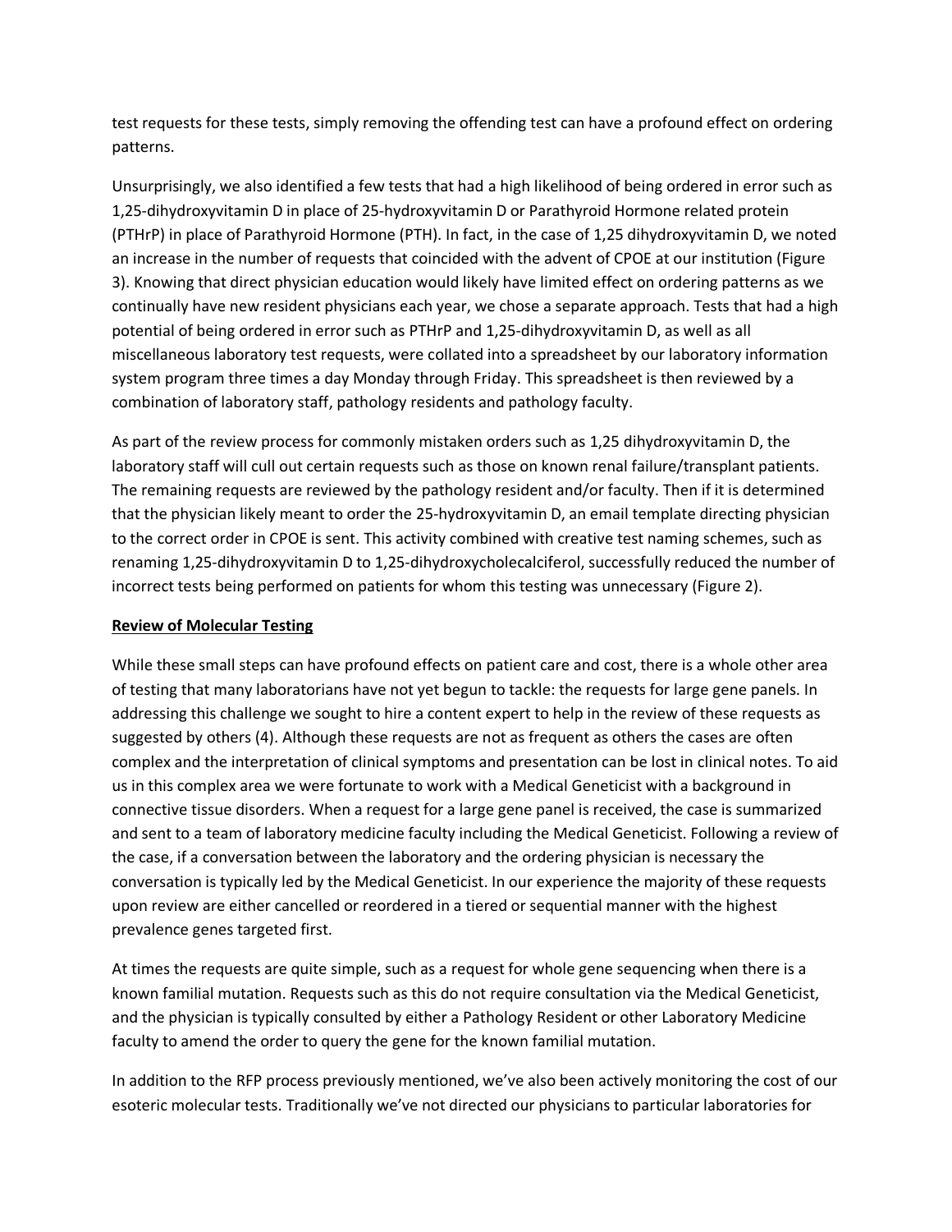test requests for these tests, simply removing the offending test can have a profound effect on ordering patterns.

Unsurprisingly, we also identified a few tests that had a high likelihood of being ordered in error such as 1,25-dihydroxyvitamin D in place of 25-hydroxyvitamin D or Parathyroid Hormone related protein (PTHrP) in place of Parathyroid Hormone (PTH). In fact, in the case of 1,25 dihydroxyvitamin D, we noted an increase in the number of requests that coincided with the advent of CPOE at our institution (Figure 3). Knowing that direct physician education would likely have limited effect on ordering patterns as we continually have new resident physicians each year, we chose a separate approach. Tests that had a high potential of being ordered in error such as PTHrP and 1,25-dihydroxyvitamin D, as well as all miscellaneous laboratory test requests, were collated into a spreadsheet by our laboratory information system program three times a day Monday through Friday. This spreadsheet is then reviewed by a combination of laboratory staff, pathology residents and pathology faculty.

As part of the review process for commonly mistaken orders such as 1,25 dihydroxyvitamin D, the laboratory staff will cull out certain requests such as those on known renal failure/transplant patients. The remaining requests are reviewed by the pathology resident and/or faculty. Then if it is determined that the physician likely meant to order the 25-hydroxyvitamin D, an email template directing physician to the correct order in CPOE is sent. This activity combined with creative test naming schemes, such as renaming 1,25-dihydroxyvitamin D to 1,25-dihydroxycholecalciferol, successfully reduced the number of incorrect tests being performed on patients for whom this testing was unnecessary (Figure 2).

**Review of Molecular Testing**

While these small steps can have profound effects on patient care and cost, there is a whole other area of testing that many laboratorians have not yet begun to tackle: the requests for large gene panels. In addressing this challenge we sought to hire a content expert to help in the review of these requests as suggested by others (4). Although these requests are not as frequent as others the cases are often complex and the interpretation of clinical symptoms and presentation can be lost in clinical notes. To aid us in this complex area we were fortunate to work with a Medical Geneticist with a background in connective tissue disorders. When a request for a large gene panel is received, the case is summarized and sent to a team of laboratory medicine faculty including the Medical Geneticist. Following a review of the case, if a conversation between the laboratory and the ordering physician is necessary the conversation is typically led by the Medical Geneticist. In our experience the majority of these requests upon review are either cancelled or reordered in a tiered or sequential manner with the highest prevalence genes targeted first.

At times the requests are quite simple, such as a request for whole gene sequencing when there is a known familial mutation. Requests such as this do not require consultation via the Medical Geneticist, and the physician is typically consulted by either a Pathology Resident or other Laboratory Medicine faculty to amend the order to query the gene for the known familial mutation.

In addition to the RFP process previously mentioned, we've also been actively monitoring the cost of our esoteric molecular tests. Traditionally we've not directed our physicians to particular laboratories for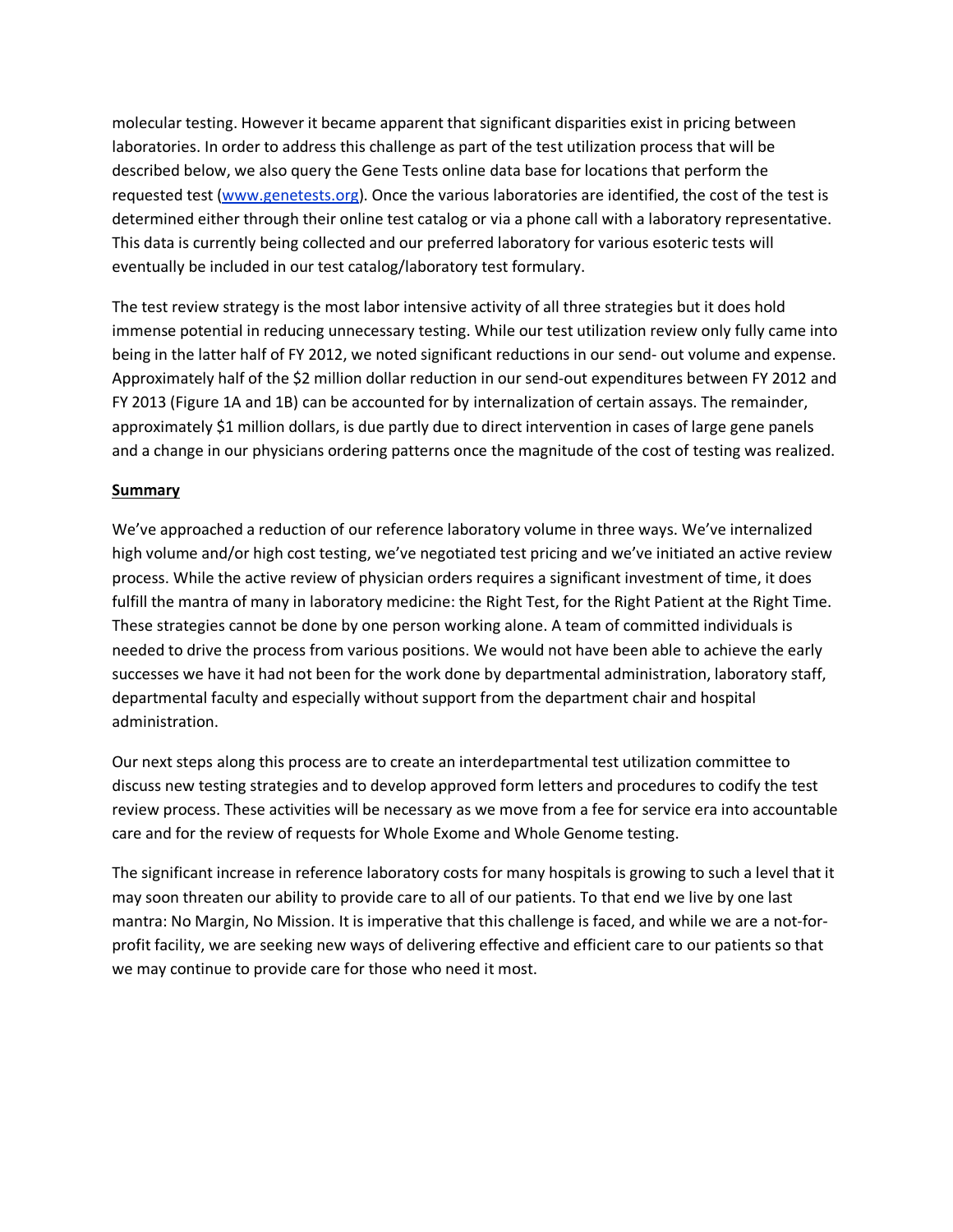molecular testing. However it became apparent that significant disparities exist in pricing between laboratories. In order to address this challenge as part of the test utilization process that will be described below, we also query the Gene Tests online data base for locations that perform the requested test ([www.genetests.org](http://www.genetests.org)). Once the various laboratories are identified, the cost of the test is determined either through their online test catalog or via a phone call with a laboratory representative. This data is currently being collected and our preferred laboratory for various esoteric tests will eventually be included in our test catalog/laboratory test formulary.

The test review strategy is the most labor intensive activity of all three strategies but it does hold immense potential in reducing unnecessary testing. While our test utilization review only fully came into being in the latter half of FY 2012, we noted significant reductions in our send- out volume and expense. Approximately half of the $2 million dollar reduction in our send-out expenditures between FY 2012 and FY 2013 (Figure 1A and 1B) can be accounted for by internalization of certain assays. The remainder, approximately $1 million dollars, is due partly due to direct intervention in cases of large gene panels and a change in our physicians ordering patterns once the magnitude of the cost of testing was realized.

**Summary**

We've approached a reduction of our reference laboratory volume in three ways. We've internalized high volume and/or high cost testing, we've negotiated test pricing and we've initiated an active review process. While the active review of physician orders requires a significant investment of time, it does fulfill the mantra of many in laboratory medicine: the Right Test, for the Right Patient at the Right Time. These strategies cannot be done by one person working alone. A team of committed individuals is needed to drive the process from various positions. We would not have been able to achieve the early successes we have it had not been for the work done by departmental administration, laboratory staff, departmental faculty and especially without support from the department chair and hospital administration.

Our next steps along this process are to create an interdepartmental test utilization committee to discuss new testing strategies and to develop approved form letters and procedures to codify the test review process. These activities will be necessary as we move from a fee for service era into accountable care and for the review of requests for Whole Exome and Whole Genome testing.

The significant increase in reference laboratory costs for many hospitals is growing to such a level that it may soon threaten our ability to provide care to all of our patients. To that end we live by one last mantra: No Margin, No Mission. It is imperative that this challenge is faced, and while we are a not-for-profit facility, we are seeking new ways of delivering effective and efficient care to our patients so that we may continue to provide care for those who need it most.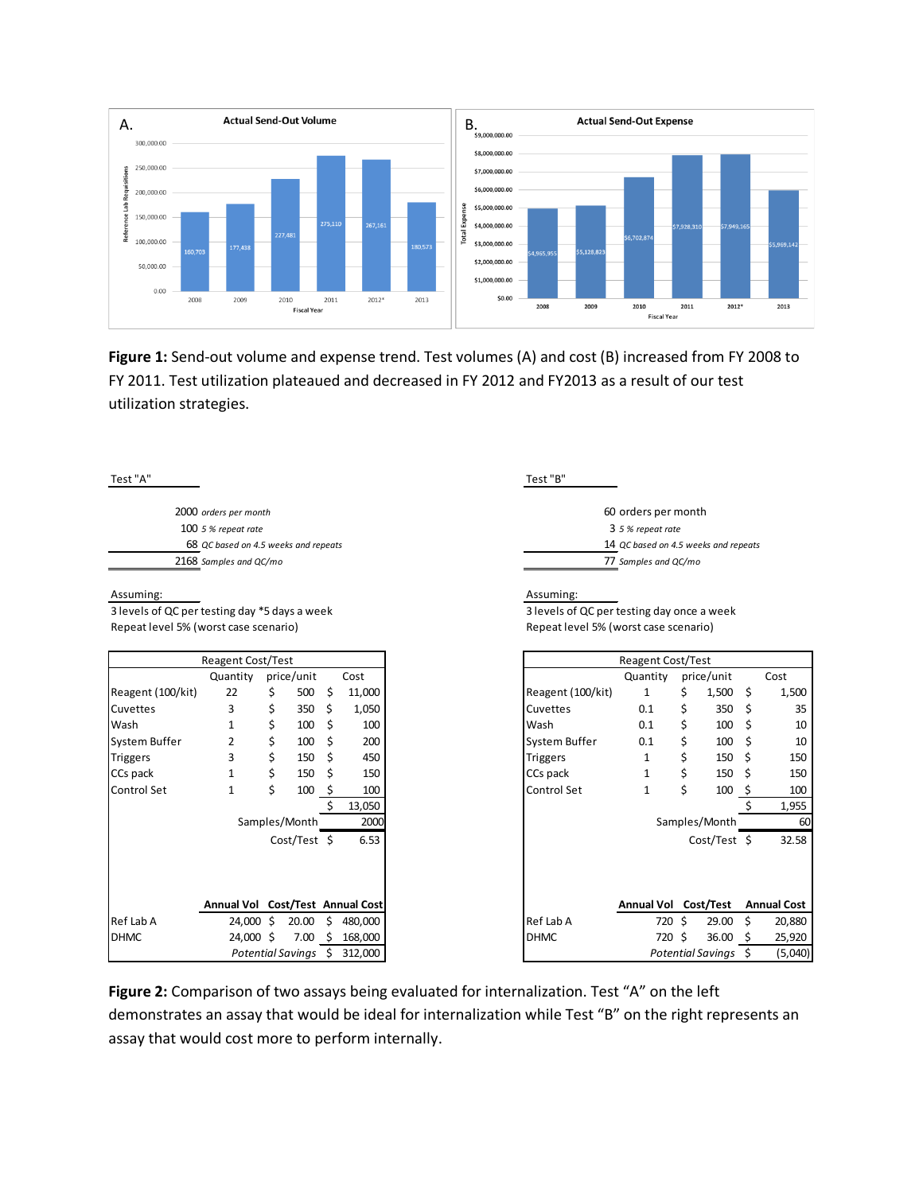**Figure 1:** Send-out volume and expense trend. Test volumes (A) and cost (B) increased from FY 2008 to FY 2011. Test utilization plateaued and decreased in FY 2012 and FY2013 as a result of our test utilization strategies.

**Test "A"**

| | |
|---|---|
| 2000 | *orders per month* |
| 100 | *5 % repeat rate* |
| 68 | *QC based on 4.5 weeks and repeats* |
| 2168 | *Samples and QC/mo* |

Assuming:
3 levels of QC per testing day *5 days a week
Repeat level 5% (worst case scenario)

| Reagent Cost/Test | Quantity | price/unit | Cost |
|---|---|---|---|
| Reagent (100/kit) | 22 | $ 500 | $ 11,000 |
| Cuvettes | 3 | $ 350 | $ 1,050 |
| Wash | 1 | $ 100 | $ 100 |
| System Buffer | 2 | $ 100 | $ 200 |
| Triggers | 3 | $ 150 | $ 450 |
| CCs pack | 1 | $ 150 | $ 150 |
| Control Set | 1 | $ 100 | $ 100 |
| | | | $ 13,050 |
| | | Samples/Month | 2000 |
| | | Cost/Test | $ 6.53 |

| | Annual Vol | Cost/Test | Annual Cost |
|---|---|---|---|
| Ref Lab A | 24,000 | $ 20.00 | $ 480,000 |
| DHMC | 24,000 | $ 7.00 | $ 168,000 |
| | | *Potential Savings* | $ 312,000 |

**Test "B"**

| | |
|---|---|
| 60 | orders per month |
| 3 | *5 % repeat rate* |
| 14 | *QC based on 4.5 weeks and repeats* |
| 77 | *Samples and QC/mo* |

Assuming:
3 levels of QC per testing day once a week
Repeat level 5% (worst case scenario)

| Reagent Cost/Test | Quantity | price/unit | Cost |
|---|---|---|---|
| Reagent (100/kit) | 1 | $ 1,500 | $ 1,500 |
| Cuvettes | 0.1 | $ 350 | $ 35 |
| Wash | 0.1 | $ 100 | $ 10 |
| System Buffer | 0.1 | $ 100 | $ 10 |
| Triggers | 1 | $ 150 | $ 150 |
| CCs pack | 1 | $ 150 | $ 150 |
| Control Set | 1 | $ 100 | $ 100 |
| | | | $ 1,955 |
| | | Samples/Month | 60 |
| | | Cost/Test | $ 32.58 |

| | Annual Vol | Cost/Test | Annual Cost |
|---|---|---|---|
| Ref Lab A | 720 | $ 29.00 | $ 20,880 |
| DHMC | 720 | $ 36.00 | $ 25,920 |
| | | *Potential Savings* | $ (5,040) |

**Figure 2:** Comparison of two assays being evaluated for internalization. Test "A" on the left demonstrates an assay that would be ideal for internalization while Test "B" on the right represents an assay that would cost more to perform internally.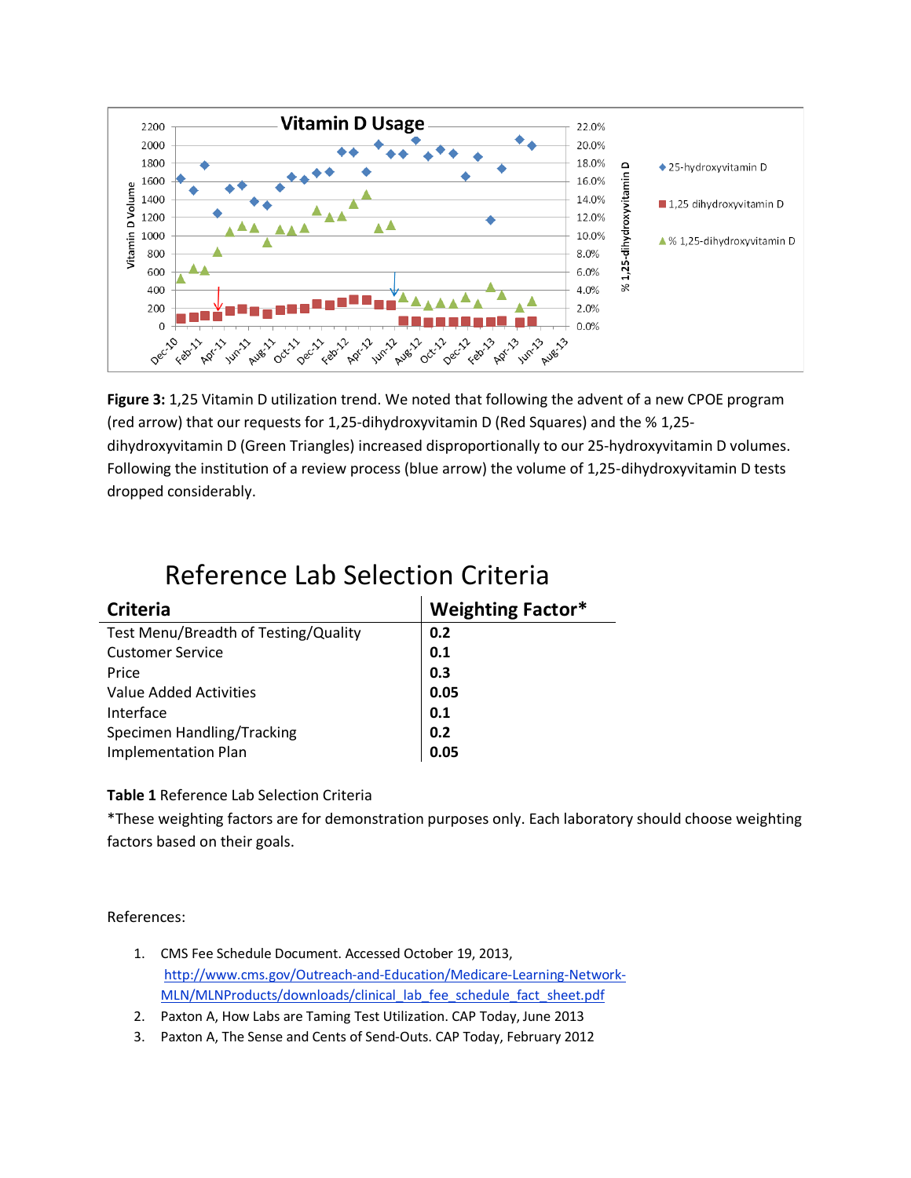**Figure 3:** 1,25 Vitamin D utilization trend. We noted that following the advent of a new CPOE program (red arrow) that our requests for 1,25-dihydroxyvitamin D (Red Squares) and the % 1,25-dihydroxyvitamin D (Green Triangles) increased disproportionally to our 25-hydroxyvitamin D volumes. Following the institution of a review process (blue arrow) the volume of 1,25-dihydroxyvitamin D tests dropped considerably.

## Reference Lab Selection Criteria

| Criteria | Weighting Factor* |
|---|---|
| Test Menu/Breadth of Testing/Quality | **0.2** |
| Customer Service | **0.1** |
| Price | **0.3** |
| Value Added Activities | **0.05** |
| Interface | **0.1** |
| Specimen Handling/Tracking | **0.2** |
| Implementation Plan | **0.05** |

**Table 1** Reference Lab Selection Criteria

*These weighting factors are for demonstration purposes only. Each laboratory should choose weighting factors based on their goals.

References:

1. CMS Fee Schedule Document. Accessed October 19, 2013, http://www.cms.gov/Outreach-and-Education/Medicare-Learning-Network-MLN/MLNProducts/downloads/clinical_lab_fee_schedule_fact_sheet.pdf
2. Paxton A, How Labs are Taming Test Utilization. CAP Today, June 2013
3. Paxton A, The Sense and Cents of Send-Outs. CAP Today, February 2012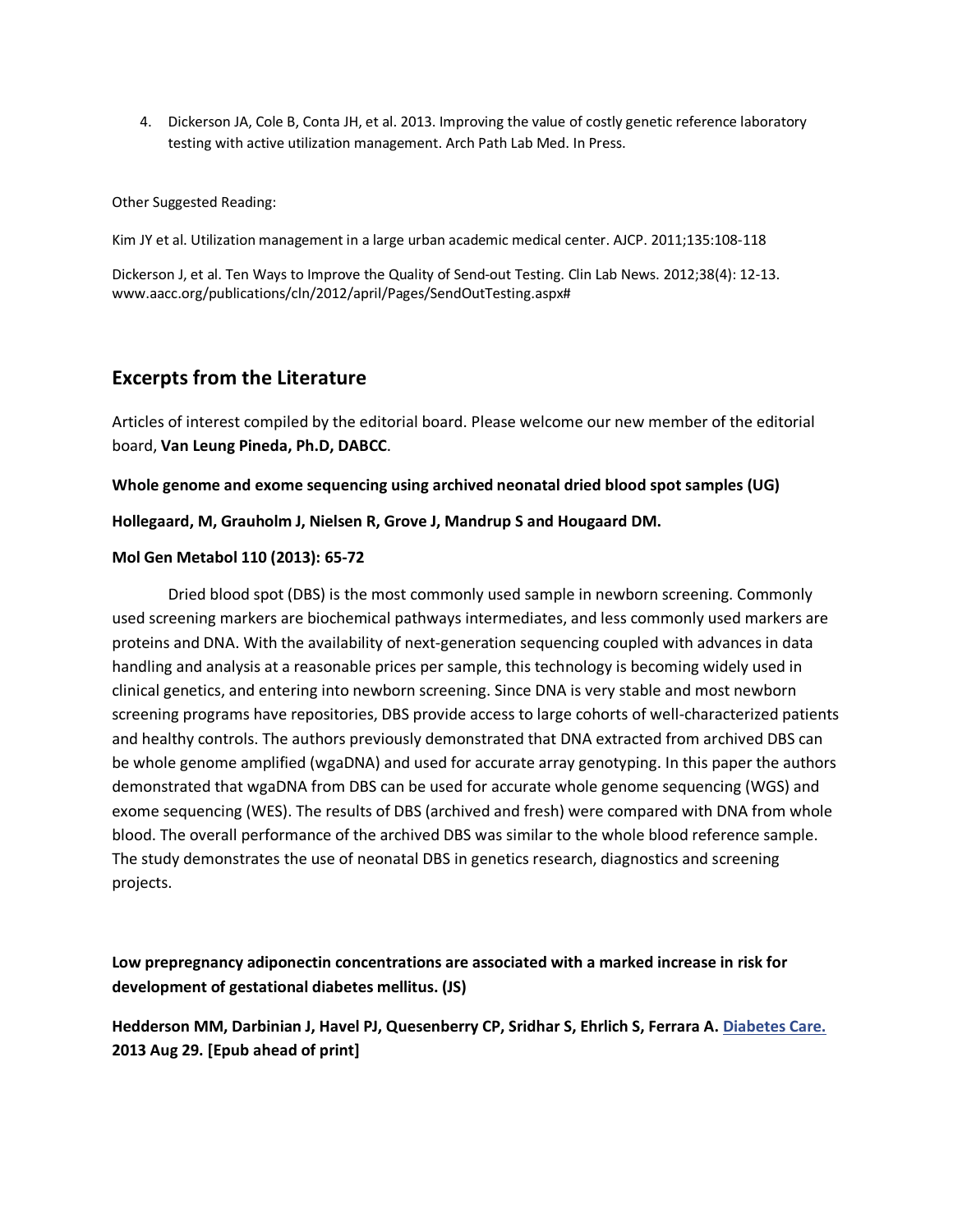4. Dickerson JA, Cole B, Conta JH, et al. 2013. Improving the value of costly genetic reference laboratory testing with active utilization management. Arch Path Lab Med. In Press.

Other Suggested Reading:

Kim JY et al. Utilization management in a large urban academic medical center. AJCP. 2011;135:108-118

Dickerson J, et al. Ten Ways to Improve the Quality of Send-out Testing. Clin Lab News. 2012;38(4): 12-13. www.aacc.org/publications/cln/2012/april/Pages/SendOutTesting.aspx#

## Excerpts from the Literature

Articles of interest compiled by the editorial board. Please welcome our new member of the editorial board, **Van Leung Pineda, Ph.D, DABCC**.

**Whole genome and exome sequencing using archived neonatal dried blood spot samples (UG)**

**Hollegaard, M, Grauholm J, Nielsen R, Grove J, Mandrup S and Hougaard DM.**

**Mol Gen Metabol 110 (2013): 65-72**

Dried blood spot (DBS) is the most commonly used sample in newborn screening. Commonly used screening markers are biochemical pathways intermediates, and less commonly used markers are proteins and DNA. With the availability of next-generation sequencing coupled with advances in data handling and analysis at a reasonable prices per sample, this technology is becoming widely used in clinical genetics, and entering into newborn screening. Since DNA is very stable and most newborn screening programs have repositories, DBS provide access to large cohorts of well-characterized patients and healthy controls. The authors previously demonstrated that DNA extracted from archived DBS can be whole genome amplified (wgaDNA) and used for accurate array genotyping. In this paper the authors demonstrated that wgaDNA from DBS can be used for accurate whole genome sequencing (WGS) and exome sequencing (WES). The results of DBS (archived and fresh) were compared with DNA from whole blood. The overall performance of the archived DBS was similar to the whole blood reference sample. The study demonstrates the use of neonatal DBS in genetics research, diagnostics and screening projects.

**Low prepregnancy adiponectin concentrations are associated with a marked increase in risk for development of gestational diabetes mellitus. (JS)**

**Hedderson MM, Darbinian J, Havel PJ, Quesenberry CP, Sridhar S, Ehrlich S, Ferrara A. Diabetes Care. 2013 Aug 29. [Epub ahead of print]**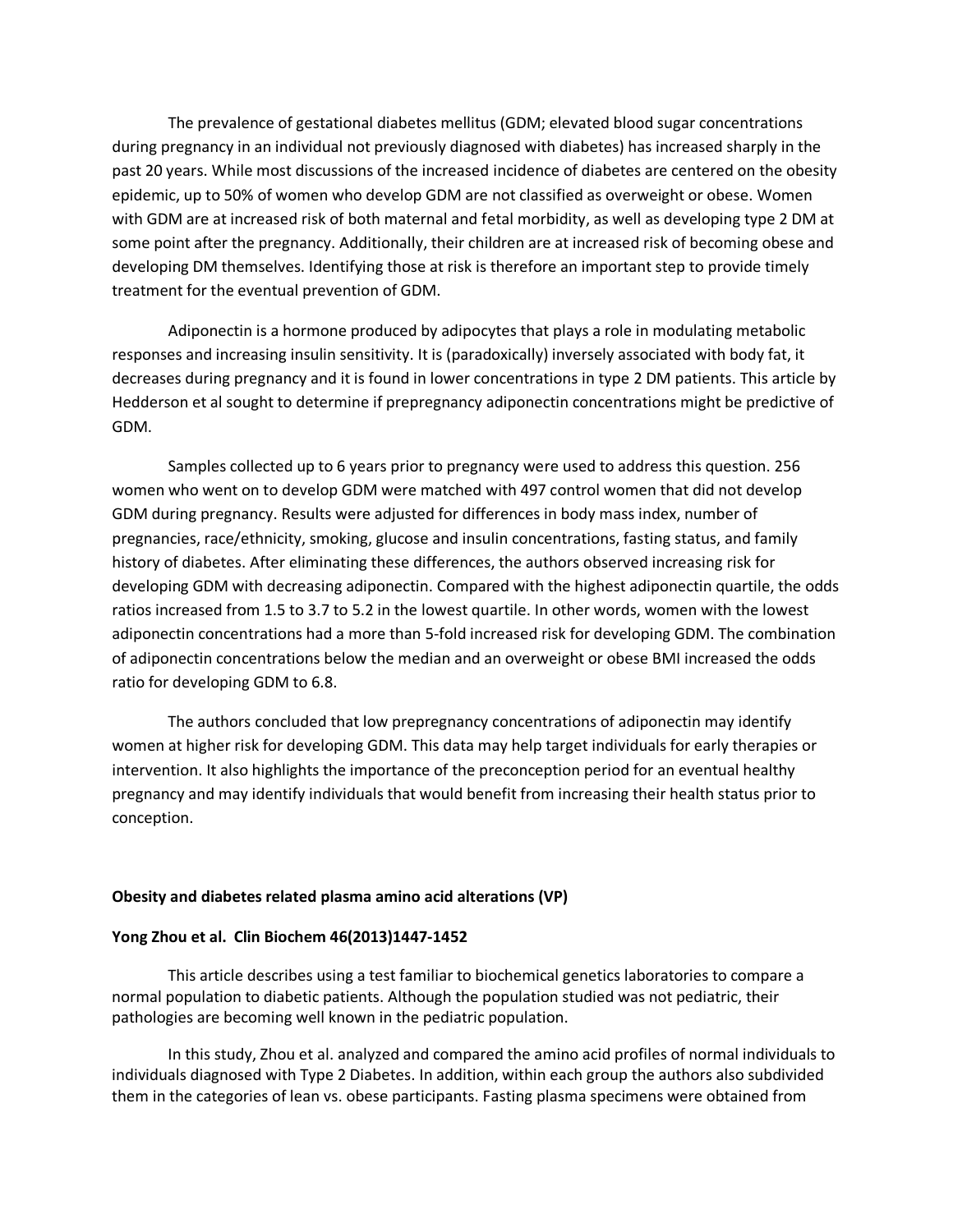The prevalence of gestational diabetes mellitus (GDM; elevated blood sugar concentrations during pregnancy in an individual not previously diagnosed with diabetes) has increased sharply in the past 20 years. While most discussions of the increased incidence of diabetes are centered on the obesity epidemic, up to 50% of women who develop GDM are not classified as overweight or obese. Women with GDM are at increased risk of both maternal and fetal morbidity, as well as developing type 2 DM at some point after the pregnancy. Additionally, their children are at increased risk of becoming obese and developing DM themselves. Identifying those at risk is therefore an important step to provide timely treatment for the eventual prevention of GDM.

Adiponectin is a hormone produced by adipocytes that plays a role in modulating metabolic responses and increasing insulin sensitivity. It is (paradoxically) inversely associated with body fat, it decreases during pregnancy and it is found in lower concentrations in type 2 DM patients. This article by Hedderson et al sought to determine if prepregnancy adiponectin concentrations might be predictive of GDM.

Samples collected up to 6 years prior to pregnancy were used to address this question. 256 women who went on to develop GDM were matched with 497 control women that did not develop GDM during pregnancy. Results were adjusted for differences in body mass index, number of pregnancies, race/ethnicity, smoking, glucose and insulin concentrations, fasting status, and family history of diabetes. After eliminating these differences, the authors observed increasing risk for developing GDM with decreasing adiponectin. Compared with the highest adiponectin quartile, the odds ratios increased from 1.5 to 3.7 to 5.2 in the lowest quartile. In other words, women with the lowest adiponectin concentrations had a more than 5-fold increased risk for developing GDM. The combination of adiponectin concentrations below the median and an overweight or obese BMI increased the odds ratio for developing GDM to 6.8.

The authors concluded that low prepregnancy concentrations of adiponectin may identify women at higher risk for developing GDM. This data may help target individuals for early therapies or intervention. It also highlights the importance of the preconception period for an eventual healthy pregnancy and may identify individuals that would benefit from increasing their health status prior to conception.

**Obesity and diabetes related plasma amino acid alterations (VP)**

**Yong Zhou et al. Clin Biochem 46(2013)1447-1452**

This article describes using a test familiar to biochemical genetics laboratories to compare a normal population to diabetic patients. Although the population studied was not pediatric, their pathologies are becoming well known in the pediatric population.

In this study, Zhou et al. analyzed and compared the amino acid profiles of normal individuals to individuals diagnosed with Type 2 Diabetes. In addition, within each group the authors also subdivided them in the categories of lean vs. obese participants. Fasting plasma specimens were obtained from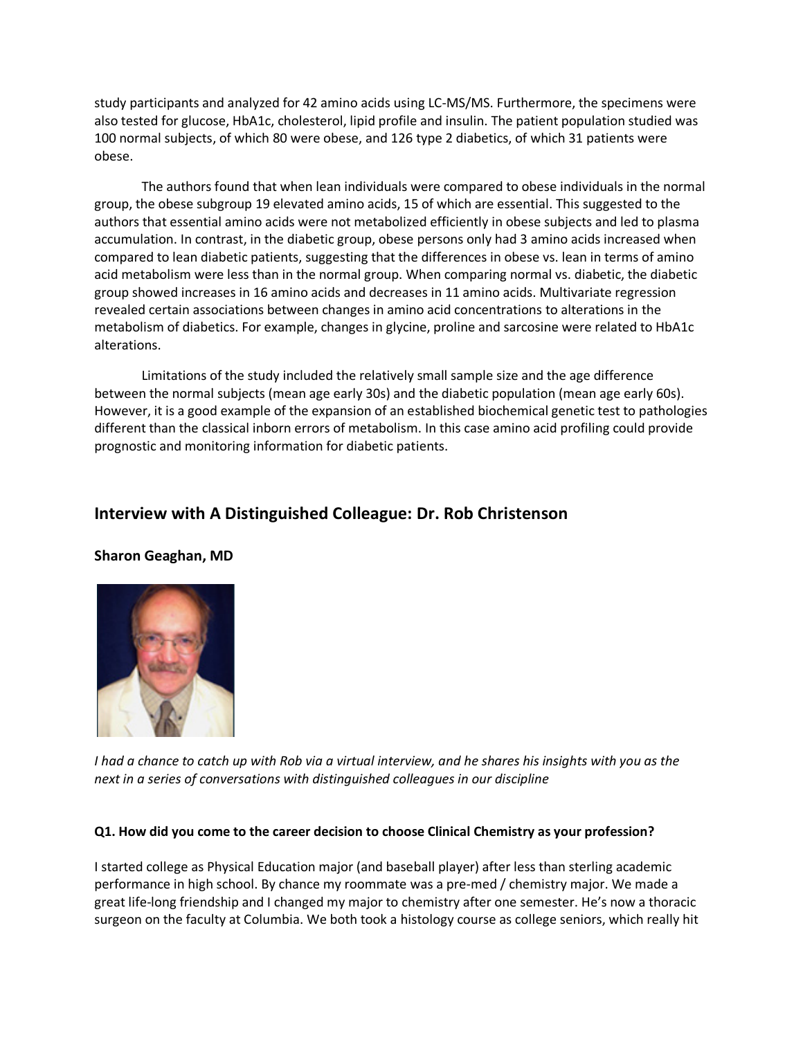study participants and analyzed for 42 amino acids using LC-MS/MS. Furthermore, the specimens were also tested for glucose, HbA1c, cholesterol, lipid profile and insulin. The patient population studied was 100 normal subjects, of which 80 were obese, and 126 type 2 diabetics, of which 31 patients were obese.

The authors found that when lean individuals were compared to obese individuals in the normal group, the obese subgroup 19 elevated amino acids, 15 of which are essential. This suggested to the authors that essential amino acids were not metabolized efficiently in obese subjects and led to plasma accumulation. In contrast, in the diabetic group, obese persons only had 3 amino acids increased when compared to lean diabetic patients, suggesting that the differences in obese vs. lean in terms of amino acid metabolism were less than in the normal group. When comparing normal vs. diabetic, the diabetic group showed increases in 16 amino acids and decreases in 11 amino acids. Multivariate regression revealed certain associations between changes in amino acid concentrations to alterations in the metabolism of diabetics. For example, changes in glycine, proline and sarcosine were related to HbA1c alterations.

Limitations of the study included the relatively small sample size and the age difference between the normal subjects (mean age early 30s) and the diabetic population (mean age early 60s). However, it is a good example of the expansion of an established biochemical genetic test to pathologies different than the classical inborn errors of metabolism. In this case amino acid profiling could provide prognostic and monitoring information for diabetic patients.

## Interview with A Distinguished Colleague: Dr. Rob Christenson

**Sharon Geaghan, MD**

*I had a chance to catch up with Rob via a virtual interview, and he shares his insights with you as the next in a series of conversations with distinguished colleagues in our discipline*

**Q1. How did you come to the career decision to choose Clinical Chemistry as your profession?**

I started college as Physical Education major (and baseball player) after less than sterling academic performance in high school. By chance my roommate was a pre-med / chemistry major. We made a great life-long friendship and I changed my major to chemistry after one semester. He's now a thoracic surgeon on the faculty at Columbia. We both took a histology course as college seniors, which really hit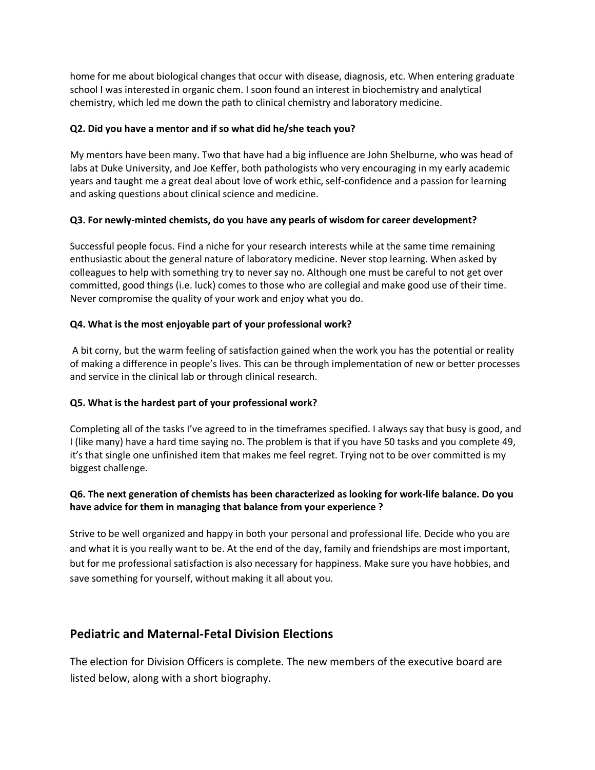home for me about biological changes that occur with disease, diagnosis, etc. When entering graduate school I was interested in organic chem. I soon found an interest in biochemistry and analytical chemistry, which led me down the path to clinical chemistry and laboratory medicine.

**Q2. Did you have a mentor and if so what did he/she teach you?**

My mentors have been many. Two that have had a big influence are John Shelburne, who was head of labs at Duke University, and Joe Keffer, both pathologists who very encouraging in my early academic years and taught me a great deal about love of work ethic, self-confidence and a passion for learning and asking questions about clinical science and medicine.

**Q3. For newly-minted chemists, do you have any pearls of wisdom for career development?**

Successful people focus. Find a niche for your research interests while at the same time remaining enthusiastic about the general nature of laboratory medicine. Never stop learning. When asked by colleagues to help with something try to never say no. Although one must be careful to not get over committed, good things (i.e. luck) comes to those who are collegial and make good use of their time. Never compromise the quality of your work and enjoy what you do.

**Q4. What is the most enjoyable part of your professional work?**

A bit corny, but the warm feeling of satisfaction gained when the work you has the potential or reality of making a difference in people's lives. This can be through implementation of new or better processes and service in the clinical lab or through clinical research.

**Q5. What is the hardest part of your professional work?**

Completing all of the tasks I've agreed to in the timeframes specified. I always say that busy is good, and I (like many) have a hard time saying no. The problem is that if you have 50 tasks and you complete 49, it's that single one unfinished item that makes me feel regret. Trying not to be over committed is my biggest challenge.

**Q6. The next generation of chemists has been characterized as looking for work-life balance. Do you have advice for them in managing that balance from your experience ?**

Strive to be well organized and happy in both your personal and professional life. Decide who you are and what it is you really want to be. At the end of the day, family and friendships are most important, but for me professional satisfaction is also necessary for happiness. Make sure you have hobbies, and save something for yourself, without making it all about you.

## Pediatric and Maternal-Fetal Division Elections

The election for Division Officers is complete. The new members of the executive board are listed below, along with a short biography.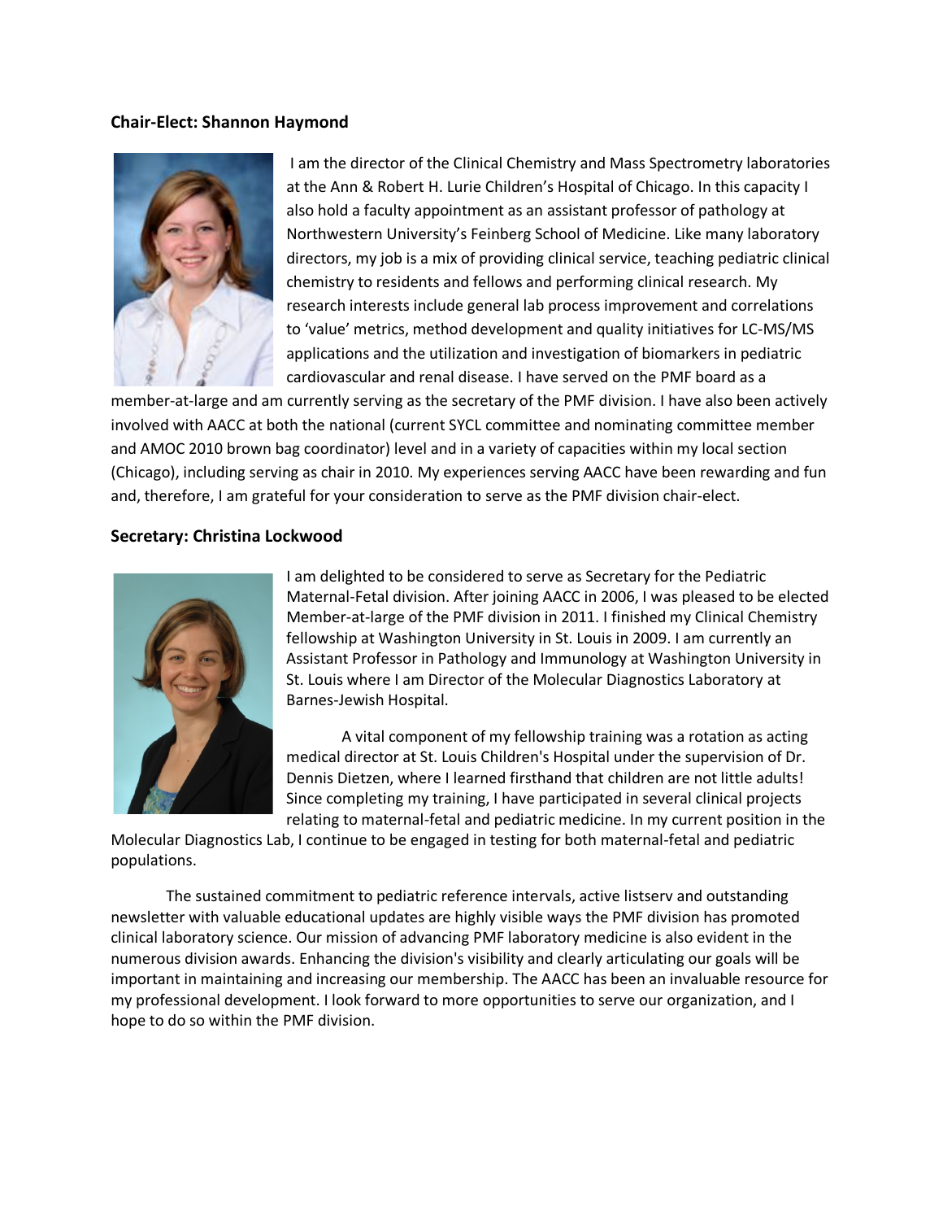### Chair-Elect: Shannon Haymond

I am the director of the Clinical Chemistry and Mass Spectrometry laboratories at the Ann & Robert H. Lurie Children's Hospital of Chicago. In this capacity I also hold a faculty appointment as an assistant professor of pathology at Northwestern University's Feinberg School of Medicine. Like many laboratory directors, my job is a mix of providing clinical service, teaching pediatric clinical chemistry to residents and fellows and performing clinical research. My research interests include general lab process improvement and correlations to 'value' metrics, method development and quality initiatives for LC-MS/MS applications and the utilization and investigation of biomarkers in pediatric cardiovascular and renal disease. I have served on the PMF board as a member-at-large and am currently serving as the secretary of the PMF division. I have also been actively involved with AACC at both the national (current SYCL committee and nominating committee member and AMOC 2010 brown bag coordinator) level and in a variety of capacities within my local section (Chicago), including serving as chair in 2010. My experiences serving AACC have been rewarding and fun and, therefore, I am grateful for your consideration to serve as the PMF division chair-elect.

### Secretary: Christina Lockwood

I am delighted to be considered to serve as Secretary for the Pediatric Maternal-Fetal division. After joining AACC in 2006, I was pleased to be elected Member-at-large of the PMF division in 2011. I finished my Clinical Chemistry fellowship at Washington University in St. Louis in 2009. I am currently an Assistant Professor in Pathology and Immunology at Washington University in St. Louis where I am Director of the Molecular Diagnostics Laboratory at Barnes-Jewish Hospital.

A vital component of my fellowship training was a rotation as acting medical director at St. Louis Children's Hospital under the supervision of Dr. Dennis Dietzen, where I learned firsthand that children are not little adults! Since completing my training, I have participated in several clinical projects relating to maternal-fetal and pediatric medicine. In my current position in the Molecular Diagnostics Lab, I continue to be engaged in testing for both maternal-fetal and pediatric populations.

The sustained commitment to pediatric reference intervals, active listserv and outstanding newsletter with valuable educational updates are highly visible ways the PMF division has promoted clinical laboratory science. Our mission of advancing PMF laboratory medicine is also evident in the numerous division awards. Enhancing the division's visibility and clearly articulating our goals will be important in maintaining and increasing our membership. The AACC has been an invaluable resource for my professional development. I look forward to more opportunities to serve our organization, and I hope to do so within the PMF division.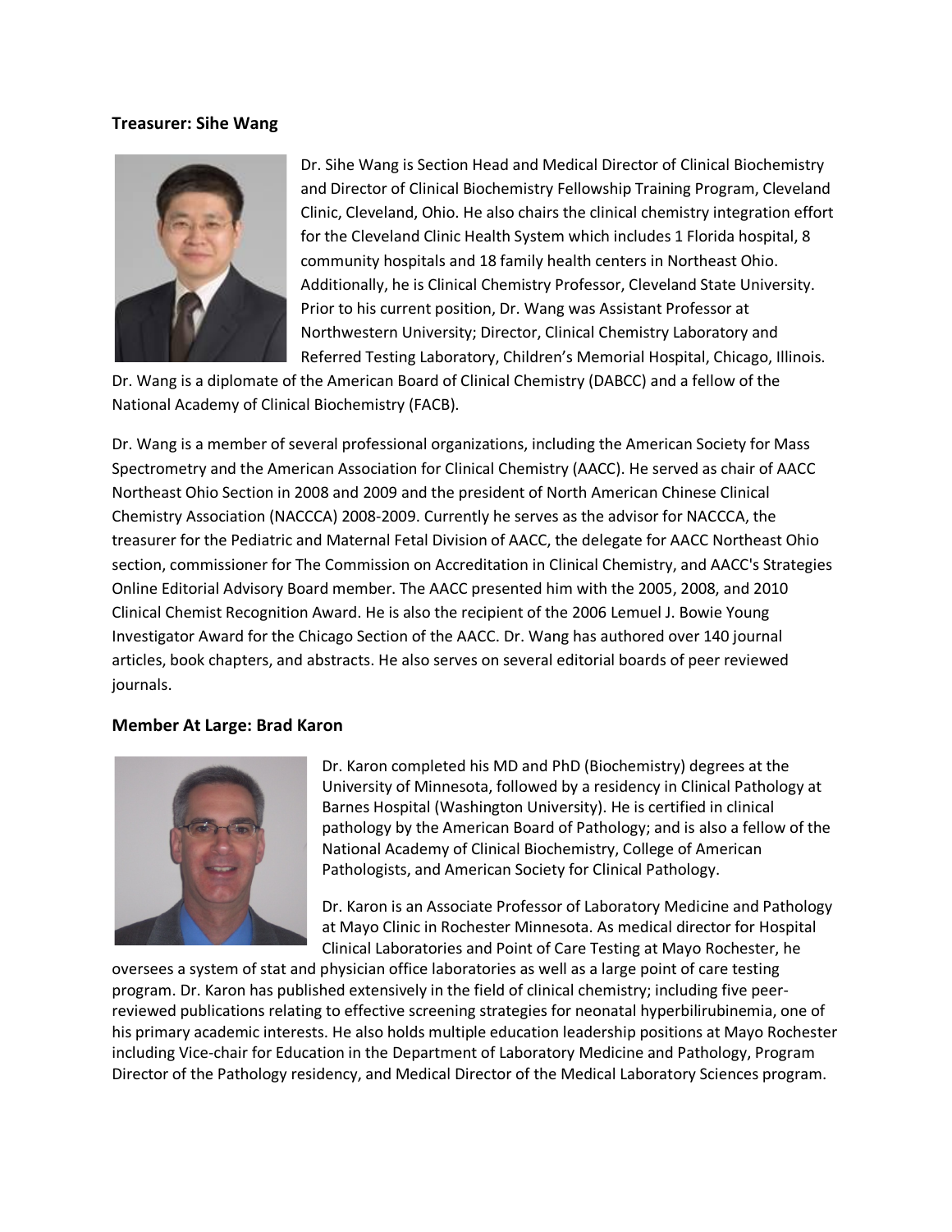### Treasurer: Sihe Wang

Dr. Sihe Wang is Section Head and Medical Director of Clinical Biochemistry and Director of Clinical Biochemistry Fellowship Training Program, Cleveland Clinic, Cleveland, Ohio. He also chairs the clinical chemistry integration effort for the Cleveland Clinic Health System which includes 1 Florida hospital, 8 community hospitals and 18 family health centers in Northeast Ohio. Additionally, he is Clinical Chemistry Professor, Cleveland State University. Prior to his current position, Dr. Wang was Assistant Professor at Northwestern University; Director, Clinical Chemistry Laboratory and Referred Testing Laboratory, Children's Memorial Hospital, Chicago, Illinois. Dr. Wang is a diplomate of the American Board of Clinical Chemistry (DABCC) and a fellow of the National Academy of Clinical Biochemistry (FACB).

Dr. Wang is a member of several professional organizations, including the American Society for Mass Spectrometry and the American Association for Clinical Chemistry (AACC). He served as chair of AACC Northeast Ohio Section in 2008 and 2009 and the president of North American Chinese Clinical Chemistry Association (NACCCA) 2008-2009. Currently he serves as the advisor for NACCCA, the treasurer for the Pediatric and Maternal Fetal Division of AACC, the delegate for AACC Northeast Ohio section, commissioner for The Commission on Accreditation in Clinical Chemistry, and AACC's Strategies Online Editorial Advisory Board member. The AACC presented him with the 2005, 2008, and 2010 Clinical Chemist Recognition Award. He is also the recipient of the 2006 Lemuel J. Bowie Young Investigator Award for the Chicago Section of the AACC. Dr. Wang has authored over 140 journal articles, book chapters, and abstracts. He also serves on several editorial boards of peer reviewed journals.

### Member At Large: Brad Karon

Dr. Karon completed his MD and PhD (Biochemistry) degrees at the University of Minnesota, followed by a residency in Clinical Pathology at Barnes Hospital (Washington University). He is certified in clinical pathology by the American Board of Pathology; and is also a fellow of the National Academy of Clinical Biochemistry, College of American Pathologists, and American Society for Clinical Pathology.

Dr. Karon is an Associate Professor of Laboratory Medicine and Pathology at Mayo Clinic in Rochester Minnesota. As medical director for Hospital Clinical Laboratories and Point of Care Testing at Mayo Rochester, he oversees a system of stat and physician office laboratories as well as a large point of care testing program. Dr. Karon has published extensively in the field of clinical chemistry; including five peer-reviewed publications relating to effective screening strategies for neonatal hyperbilirubinemia, one of his primary academic interests. He also holds multiple education leadership positions at Mayo Rochester including Vice-chair for Education in the Department of Laboratory Medicine and Pathology, Program Director of the Pathology residency, and Medical Director of the Medical Laboratory Sciences program.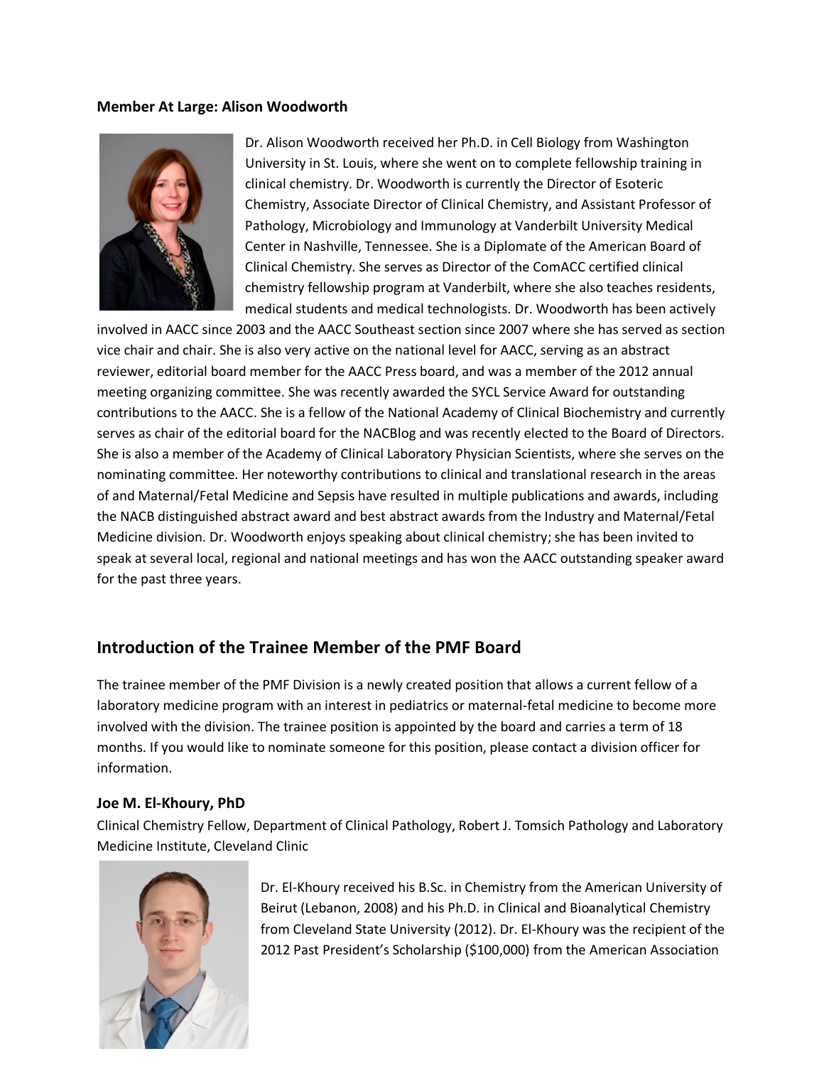**Member At Large: Alison Woodworth**

Dr. Alison Woodworth received her Ph.D. in Cell Biology from Washington University in St. Louis, where she went on to complete fellowship training in clinical chemistry. Dr. Woodworth is currently the Director of Esoteric Chemistry, Associate Director of Clinical Chemistry, and Assistant Professor of Pathology, Microbiology and Immunology at Vanderbilt University Medical Center in Nashville, Tennessee. She is a Diplomate of the American Board of Clinical Chemistry. She serves as Director of the ComACC certified clinical chemistry fellowship program at Vanderbilt, where she also teaches residents, medical students and medical technologists. Dr. Woodworth has been actively involved in AACC since 2003 and the AACC Southeast section since 2007 where she has served as section vice chair and chair. She is also very active on the national level for AACC, serving as an abstract reviewer, editorial board member for the AACC Press board, and was a member of the 2012 annual meeting organizing committee. She was recently awarded the SYCL Service Award for outstanding contributions to the AACC. She is a fellow of the National Academy of Clinical Biochemistry and currently serves as chair of the editorial board for the NACBlog and was recently elected to the Board of Directors. She is also a member of the Academy of Clinical Laboratory Physician Scientists, where she serves on the nominating committee. Her noteworthy contributions to clinical and translational research in the areas of and Maternal/Fetal Medicine and Sepsis have resulted in multiple publications and awards, including the NACB distinguished abstract award and best abstract awards from the Industry and Maternal/Fetal Medicine division. Dr. Woodworth enjoys speaking about clinical chemistry; she has been invited to speak at several local, regional and national meetings and has won the AACC outstanding speaker award for the past three years.

## Introduction of the Trainee Member of the PMF Board

The trainee member of the PMF Division is a newly created position that allows a current fellow of a laboratory medicine program with an interest in pediatrics or maternal-fetal medicine to become more involved with the division. The trainee position is appointed by the board and carries a term of 18 months. If you would like to nominate someone for this position, please contact a division officer for information.

**Joe M. El-Khoury, PhD**

Clinical Chemistry Fellow, Department of Clinical Pathology, Robert J. Tomsich Pathology and Laboratory Medicine Institute, Cleveland Clinic

Dr. El-Khoury received his B.Sc. in Chemistry from the American University of Beirut (Lebanon, 2008) and his Ph.D. in Clinical and Bioanalytical Chemistry from Cleveland State University (2012). Dr. El-Khoury was the recipient of the 2012 Past President's Scholarship ($100,000) from the American Association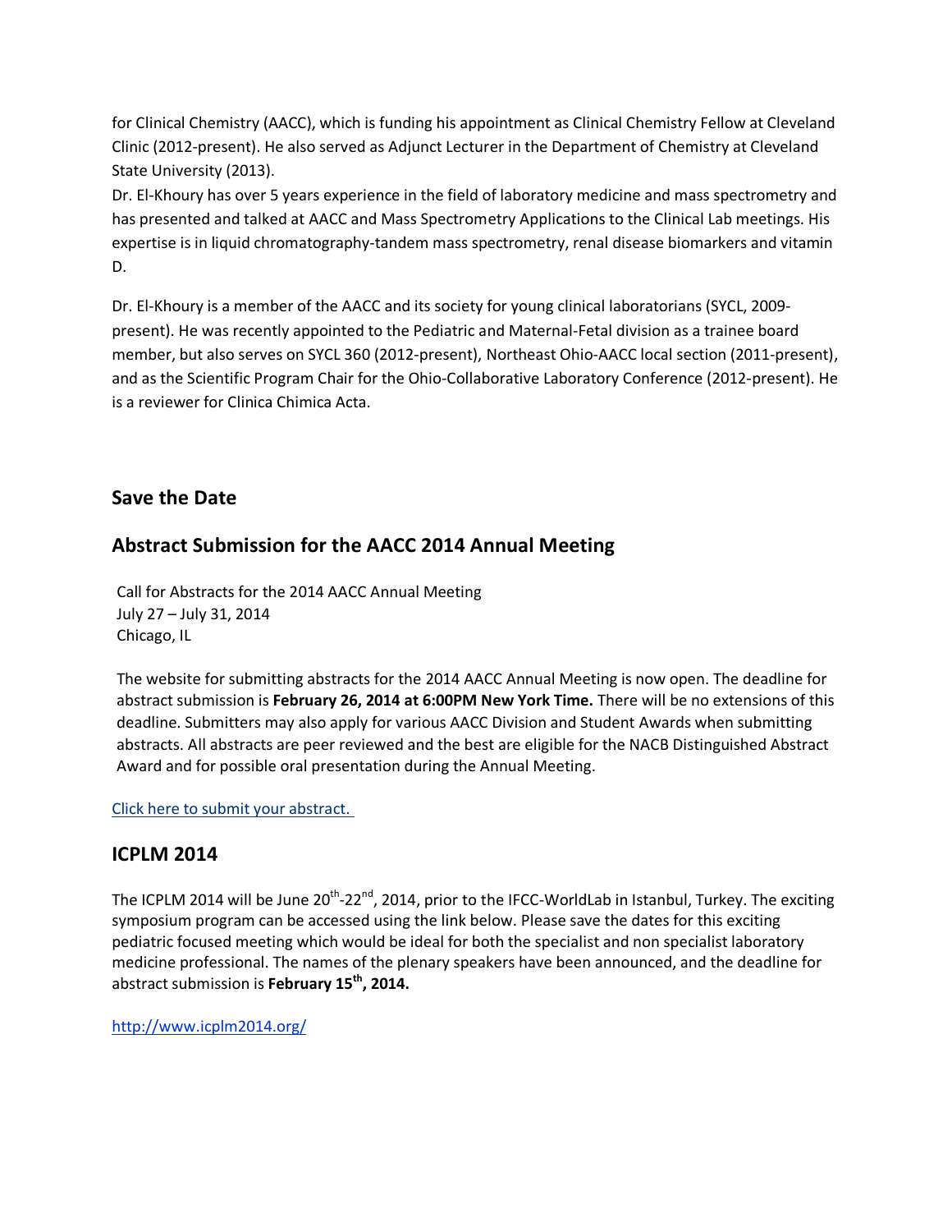for Clinical Chemistry (AACC), which is funding his appointment as Clinical Chemistry Fellow at Cleveland Clinic (2012-present). He also served as Adjunct Lecturer in the Department of Chemistry at Cleveland State University (2013).

Dr. El-Khoury has over 5 years experience in the field of laboratory medicine and mass spectrometry and has presented and talked at AACC and Mass Spectrometry Applications to the Clinical Lab meetings. His expertise is in liquid chromatography-tandem mass spectrometry, renal disease biomarkers and vitamin D.

Dr. El-Khoury is a member of the AACC and its society for young clinical laboratorians (SYCL, 2009-present). He was recently appointed to the Pediatric and Maternal-Fetal division as a trainee board member, but also serves on SYCL 360 (2012-present), Northeast Ohio-AACC local section (2011-present), and as the Scientific Program Chair for the Ohio-Collaborative Laboratory Conference (2012-present). He is a reviewer for Clinica Chimica Acta.

## Save the Date

## Abstract Submission for the AACC 2014 Annual Meeting

Call for Abstracts for the 2014 AACC Annual Meeting
July 27 – July 31, 2014
Chicago, IL

The website for submitting abstracts for the 2014 AACC Annual Meeting is now open. The deadline for abstract submission is **February 26, 2014 at 6:00PM New York Time.** There will be no extensions of this deadline. Submitters may also apply for various AACC Division and Student Awards when submitting abstracts. All abstracts are peer reviewed and the best are eligible for the NACB Distinguished Abstract Award and for possible oral presentation during the Annual Meeting.

Click here to submit your abstract.

## ICPLM 2014

The ICPLM 2014 will be June 20th-22nd, 2014, prior to the IFCC-WorldLab in Istanbul, Turkey. The exciting symposium program can be accessed using the link below. Please save the dates for this exciting pediatric focused meeting which would be ideal for both the specialist and non specialist laboratory medicine professional. The names of the plenary speakers have been announced, and the deadline for abstract submission is **February 15th, 2014.**

http://www.icplm2014.org/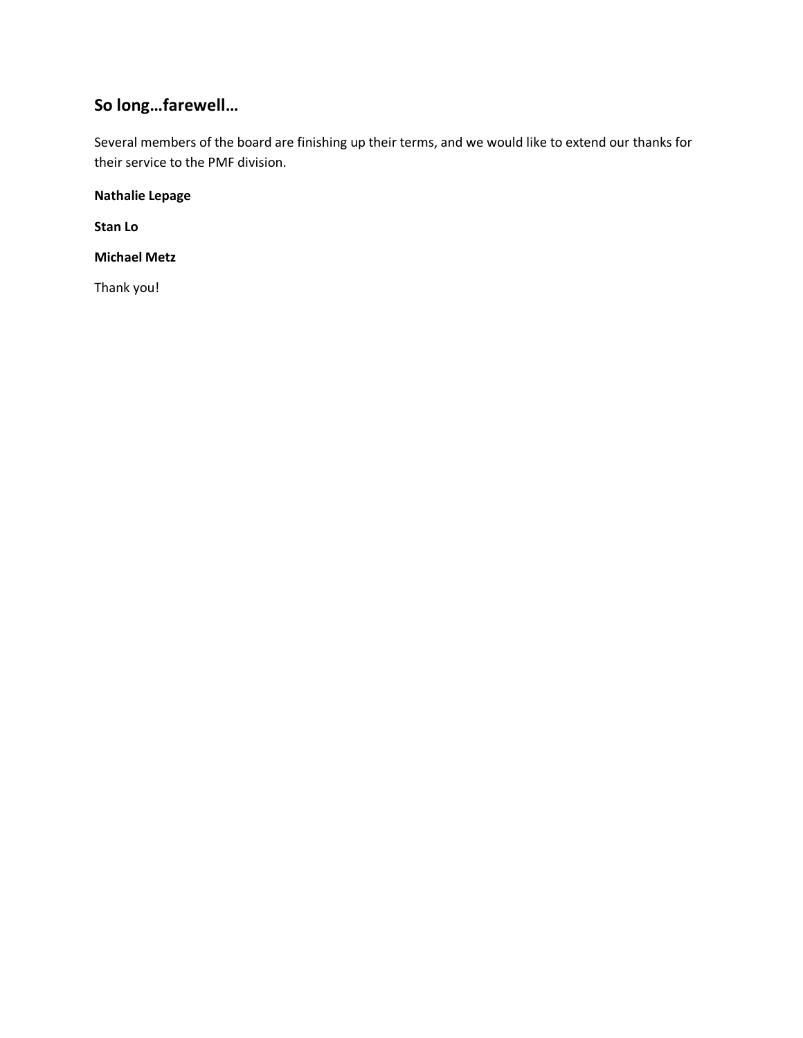## So long…farewell…

Several members of the board are finishing up their terms, and we would like to extend our thanks for their service to the PMF division.

**Nathalie Lepage**

**Stan Lo**

**Michael Metz**

Thank you!